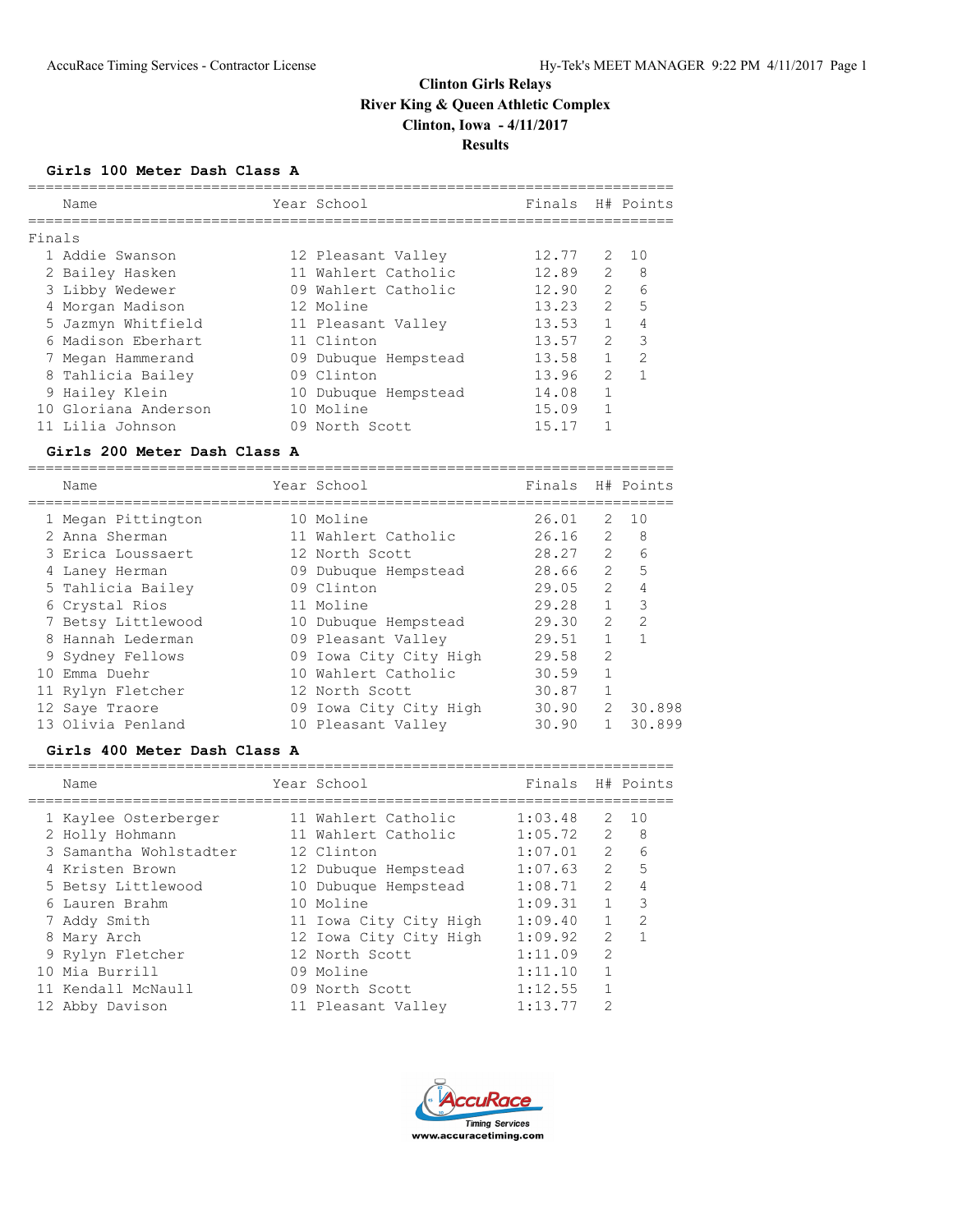# Clinton Girls Relays

## River King & Queen Athletic Complex

## Clinton, Iowa - 4/11/2017

## Results

### Girls 100 Meter Dash Class A

Finals

| | Name | Year | School | Finals | H# | Points |
|---|---|---|---|---|---|---|
| 1 | Addie Swanson | 12 | Pleasant Valley | 12.77 | 2 | 10 |
| 2 | Bailey Hasken | 11 | Wahlert Catholic | 12.89 | 2 | 8 |
| 3 | Libby Wedewer | 09 | Wahlert Catholic | 12.90 | 2 | 6 |
| 4 | Morgan Madison | 12 | Moline | 13.23 | 2 | 5 |
| 5 | Jazmyn Whitfield | 11 | Pleasant Valley | 13.53 | 1 | 4 |
| 6 | Madison Eberhart | 11 | Clinton | 13.57 | 2 | 3 |
| 7 | Megan Hammerand | 09 | Dubuque Hempstead | 13.58 | 1 | 2 |
| 8 | Tahlicia Bailey | 09 | Clinton | 13.96 | 2 | 1 |
| 9 | Hailey Klein | 10 | Dubuque Hempstead | 14.08 | 1 | |
| 10 | Gloriana Anderson | 10 | Moline | 15.09 | 1 | |
| 11 | Lilia Johnson | 09 | North Scott | 15.17 | 1 | |

### Girls 200 Meter Dash Class A

| | Name | Year | School | Finals | H# | Points |
|---|---|---|---|---|---|---|
| 1 | Megan Pittington | 10 | Moline | 26.01 | 2 | 10 |
| 2 | Anna Sherman | 11 | Wahlert Catholic | 26.16 | 2 | 8 |
| 3 | Erica Loussaert | 12 | North Scott | 28.27 | 2 | 6 |
| 4 | Laney Herman | 09 | Dubuque Hempstead | 28.66 | 2 | 5 |
| 5 | Tahlicia Bailey | 09 | Clinton | 29.05 | 2 | 4 |
| 6 | Crystal Rios | 11 | Moline | 29.28 | 1 | 3 |
| 7 | Betsy Littlewood | 10 | Dubuque Hempstead | 29.30 | 2 | 2 |
| 8 | Hannah Lederman | 09 | Pleasant Valley | 29.51 | 1 | 1 |
| 9 | Sydney Fellows | 09 | Iowa City City High | 29.58 | 2 | |
| 10 | Emma Duehr | 10 | Wahlert Catholic | 30.59 | 1 | |
| 11 | Rylyn Fletcher | 12 | North Scott | 30.87 | 1 | |
| 12 | Saye Traore | 09 | Iowa City City High | 30.90 | 2 | 30.898 |
| 13 | Olivia Penland | 10 | Pleasant Valley | 30.90 | 1 | 30.899 |

### Girls 400 Meter Dash Class A

| | Name | Year | School | Finals | H# | Points |
|---|---|---|---|---|---|---|
| 1 | Kaylee Osterberger | 11 | Wahlert Catholic | 1:03.48 | 2 | 10 |
| 2 | Holly Hohmann | 11 | Wahlert Catholic | 1:05.72 | 2 | 8 |
| 3 | Samantha Wohlstadter | 12 | Clinton | 1:07.01 | 2 | 6 |
| 4 | Kristen Brown | 12 | Dubuque Hempstead | 1:07.63 | 2 | 5 |
| 5 | Betsy Littlewood | 10 | Dubuque Hempstead | 1:08.71 | 2 | 4 |
| 6 | Lauren Brahm | 10 | Moline | 1:09.31 | 1 | 3 |
| 7 | Addy Smith | 11 | Iowa City City High | 1:09.40 | 1 | 2 |
| 8 | Mary Arch | 12 | Iowa City City High | 1:09.92 | 2 | 1 |
| 9 | Rylyn Fletcher | 12 | North Scott | 1:11.09 | 2 | |
| 10 | Mia Burrill | 09 | Moline | 1:11.10 | 1 | |
| 11 | Kendall McNaull | 09 | North Scott | 1:12.55 | 1 | |
| 12 | Abby Davison | 11 | Pleasant Valley | 1:13.77 | 2 | |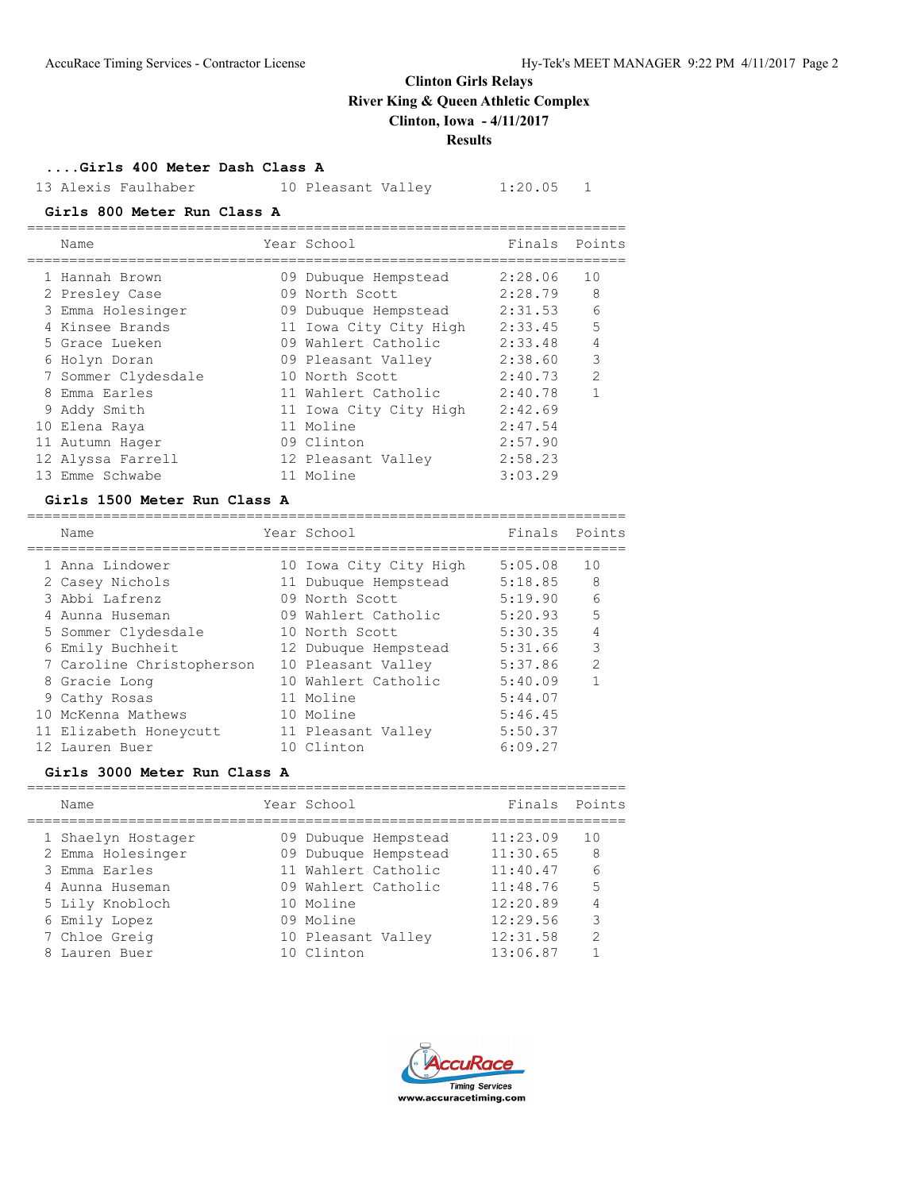**Clinton Girls Relays**
**River King & Queen Athletic Complex**
**Clinton, Iowa - 4/11/2017**
**Results**

### ....Girls 400 Meter Dash Class A

| | Name | Year | School | Finals | Points |
|---|---|---|---|---|---|
| 13 | Alexis Faulhaber | 10 | Pleasant Valley | 1:20.05 | 1 |

### Girls 800 Meter Run Class A

| | Name | Year | School | Finals | Points |
|---|---|---|---|---|---|
| 1 | Hannah Brown | 09 | Dubuque Hempstead | 2:28.06 | 10 |
| 2 | Presley Case | 09 | North Scott | 2:28.79 | 8 |
| 3 | Emma Holesinger | 09 | Dubuque Hempstead | 2:31.53 | 6 |
| 4 | Kinsee Brands | 11 | Iowa City City High | 2:33.45 | 5 |
| 5 | Grace Lueken | 09 | Wahlert Catholic | 2:33.48 | 4 |
| 6 | Holyn Doran | 09 | Pleasant Valley | 2:38.60 | 3 |
| 7 | Sommer Clydesdale | 10 | North Scott | 2:40.73 | 2 |
| 8 | Emma Earles | 11 | Wahlert Catholic | 2:40.78 | 1 |
| 9 | Addy Smith | 11 | Iowa City City High | 2:42.69 | |
| 10 | Elena Raya | 11 | Moline | 2:47.54 | |
| 11 | Autumn Hager | 09 | Clinton | 2:57.90 | |
| 12 | Alyssa Farrell | 12 | Pleasant Valley | 2:58.23 | |
| 13 | Emme Schwabe | 11 | Moline | 3:03.29 | |

### Girls 1500 Meter Run Class A

| | Name | Year | School | Finals | Points |
|---|---|---|---|---|---|
| 1 | Anna Lindower | 10 | Iowa City City High | 5:05.08 | 10 |
| 2 | Casey Nichols | 11 | Dubuque Hempstead | 5:18.85 | 8 |
| 3 | Abbi Lafrenz | 09 | North Scott | 5:19.90 | 6 |
| 4 | Aunna Huseman | 09 | Wahlert Catholic | 5:20.93 | 5 |
| 5 | Sommer Clydesdale | 10 | North Scott | 5:30.35 | 4 |
| 6 | Emily Buchheit | 12 | Dubuque Hempstead | 5:31.66 | 3 |
| 7 | Caroline Christopherson | 10 | Pleasant Valley | 5:37.86 | 2 |
| 8 | Gracie Long | 10 | Wahlert Catholic | 5:40.09 | 1 |
| 9 | Cathy Rosas | 11 | Moline | 5:44.07 | |
| 10 | McKenna Mathews | 10 | Moline | 5:46.45 | |
| 11 | Elizabeth Honeycutt | 11 | Pleasant Valley | 5:50.37 | |
| 12 | Lauren Buer | 10 | Clinton | 6:09.27 | |

### Girls 3000 Meter Run Class A

| | Name | Year | School | Finals | Points |
|---|---|---|---|---|---|
| 1 | Shaelyn Hostager | 09 | Dubuque Hempstead | 11:23.09 | 10 |
| 2 | Emma Holesinger | 09 | Dubuque Hempstead | 11:30.65 | 8 |
| 3 | Emma Earles | 11 | Wahlert Catholic | 11:40.47 | 6 |
| 4 | Aunna Huseman | 09 | Wahlert Catholic | 11:48.76 | 5 |
| 5 | Lily Knobloch | 10 | Moline | 12:20.89 | 4 |
| 6 | Emily Lopez | 09 | Moline | 12:29.56 | 3 |
| 7 | Chloe Greig | 10 | Pleasant Valley | 12:31.58 | 2 |
| 8 | Lauren Buer | 10 | Clinton | 13:06.87 | 1 |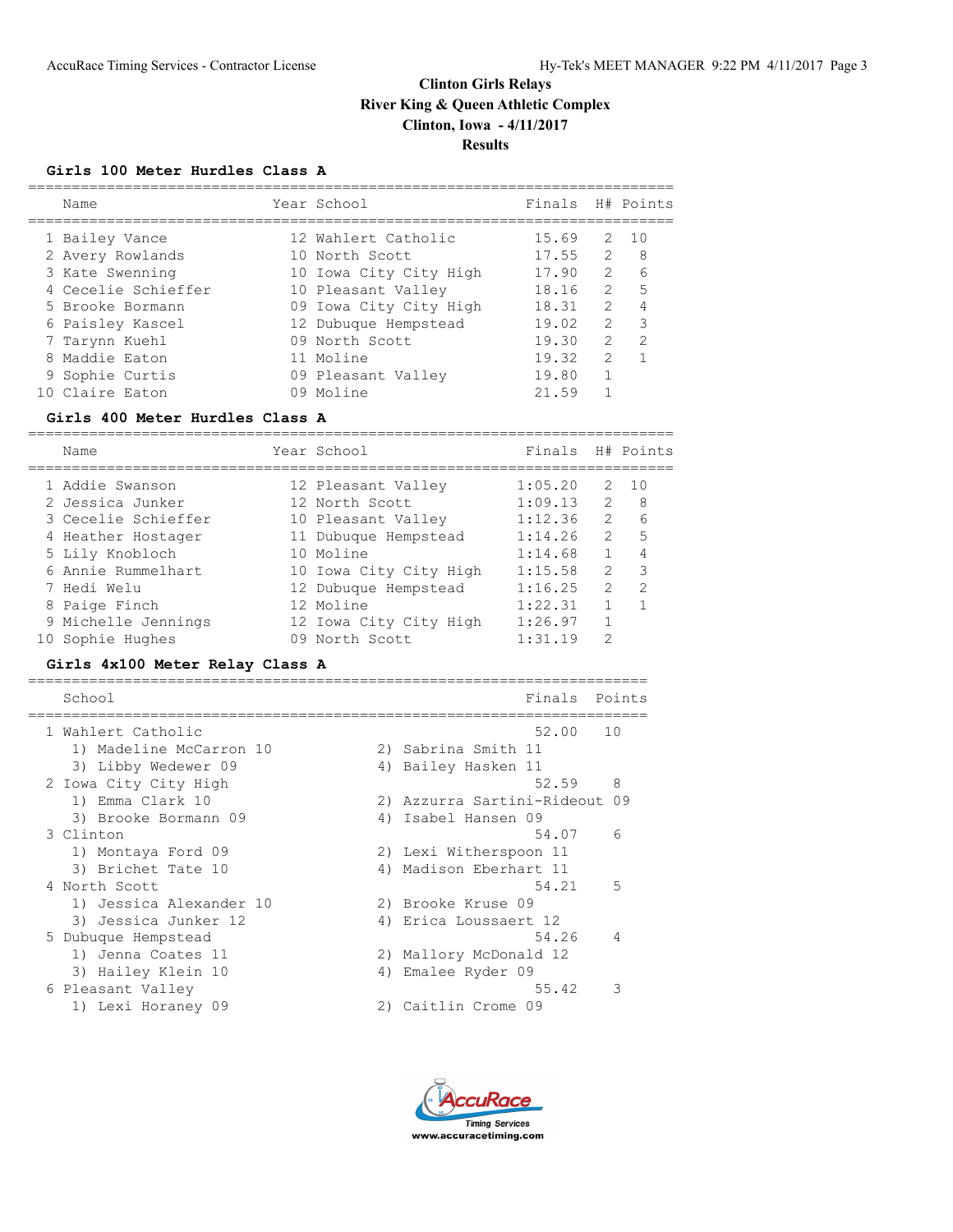# Clinton Girls Relays
## River King & Queen Athletic Complex
## Clinton, Iowa - 4/11/2017
## Results

### Girls 100 Meter Hurdles Class A

| | Name | Year | School | Finals | H# | Points |
|---|---|---|---|---|---|---|
| 1 | Bailey Vance | 12 | Wahlert Catholic | 15.69 | 2 | 10 |
| 2 | Avery Rowlands | 10 | North Scott | 17.55 | 2 | 8 |
| 3 | Kate Swenning | 10 | Iowa City City High | 17.90 | 2 | 6 |
| 4 | Cecelie Schieffer | 10 | Pleasant Valley | 18.16 | 2 | 5 |
| 5 | Brooke Bormann | 09 | Iowa City City High | 18.31 | 2 | 4 |
| 6 | Paisley Kascel | 12 | Dubuque Hempstead | 19.02 | 2 | 3 |
| 7 | Tarynn Kuehl | 09 | North Scott | 19.30 | 2 | 2 |
| 8 | Maddie Eaton | 11 | Moline | 19.32 | 2 | 1 |
| 9 | Sophie Curtis | 09 | Pleasant Valley | 19.80 | 1 | |
| 10 | Claire Eaton | 09 | Moline | 21.59 | 1 | |

### Girls 400 Meter Hurdles Class A

| | Name | Year | School | Finals | H# | Points |
|---|---|---|---|---|---|---|
| 1 | Addie Swanson | 12 | Pleasant Valley | 1:05.20 | 2 | 10 |
| 2 | Jessica Junker | 12 | North Scott | 1:09.13 | 2 | 8 |
| 3 | Cecelie Schieffer | 10 | Pleasant Valley | 1:12.36 | 2 | 6 |
| 4 | Heather Hostager | 11 | Dubuque Hempstead | 1:14.26 | 2 | 5 |
| 5 | Lily Knobloch | 10 | Moline | 1:14.68 | 1 | 4 |
| 6 | Annie Rummelhart | 10 | Iowa City City High | 1:15.58 | 2 | 3 |
| 7 | Hedi Welu | 12 | Dubuque Hempstead | 1:16.25 | 2 | 2 |
| 8 | Paige Finch | 12 | Moline | 1:22.31 | 1 | 1 |
| 9 | Michelle Jennings | 12 | Iowa City City High | 1:26.97 | 1 | |
| 10 | Sophie Hughes | 09 | North Scott | 1:31.19 | 2 | |

### Girls 4x100 Meter Relay Class A

| | School | Finals | Points |
|---|---|---|---|
| 1 | Wahlert Catholic | 52.00 | 10 |
| | 1) Madeline McCarron 10; 2) Sabrina Smith 11; 3) Libby Wedewer 09; 4) Bailey Hasken 11 | | |
| 2 | Iowa City City High | 52.59 | 8 |
| | 1) Emma Clark 10; 2) Azzurra Sartini-Rideout 09; 3) Brooke Bormann 09; 4) Isabel Hansen 09 | | |
| 3 | Clinton | 54.07 | 6 |
| | 1) Montaya Ford 09; 2) Lexi Witherspoon 11; 3) Brichet Tate 10; 4) Madison Eberhart 11 | | |
| 4 | North Scott | 54.21 | 5 |
| | 1) Jessica Alexander 10; 2) Brooke Kruse 09; 3) Jessica Junker 12; 4) Erica Loussaert 12 | | |
| 5 | Dubuque Hempstead | 54.26 | 4 |
| | 1) Jenna Coates 11; 2) Mallory McDonald 12; 3) Hailey Klein 10; 4) Emalee Ryder 09 | | |
| 6 | Pleasant Valley | 55.42 | 3 |
| | 1) Lexi Horaney 09; 2) Caitlin Crome 09 | | |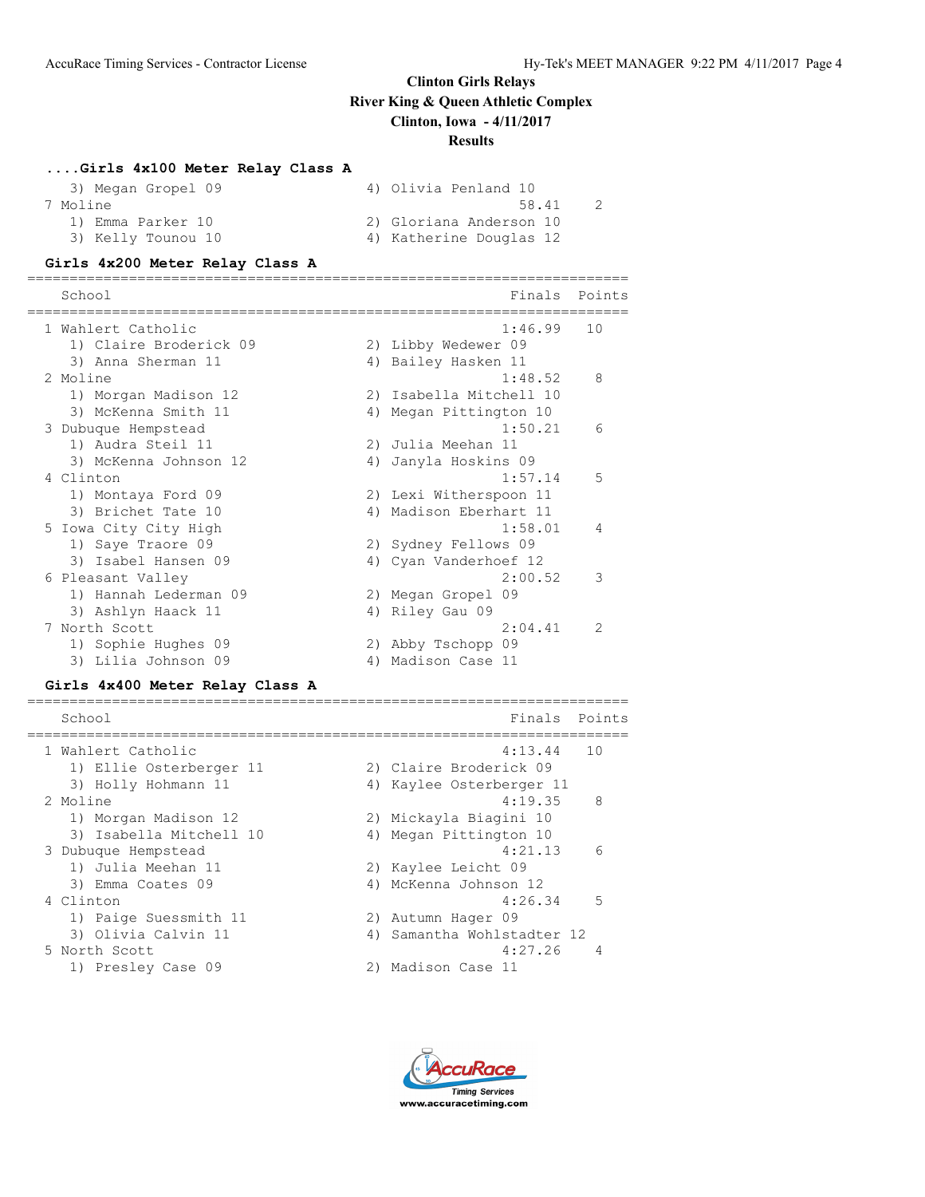## Clinton Girls Relays
## River King & Queen Athletic Complex
## Clinton, Iowa - 4/11/2017
## Results

### ....Girls 4x100 Meter Relay Class A

```
    3) Megan Gropel 09                4) Olivia Penland 10
 7 Moline                                           58.41    2
    1) Emma Parker 10                 2) Gloriana Anderson 10
    3) Kelly Tounou 10                4) Katherine Douglas 12
```

### Girls 4x200 Meter Relay Class A

```
=======================================================================
    School                                            Finals  Points
=======================================================================
 1 Wahlert Catholic                                 1:46.99   10
    1) Claire Broderick 09            2) Libby Wedewer 09
    3) Anna Sherman 11                4) Bailey Hasken 11
 2 Moline                                           1:48.52    8
    1) Morgan Madison 12              2) Isabella Mitchell 10
    3) McKenna Smith 11               4) Megan Pittington 10
 3 Dubuque Hempstead                                1:50.21    6
    1) Audra Steil 11                 2) Julia Meehan 11
    3) McKenna Johnson 12             4) Janyla Hoskins 09
 4 Clinton                                          1:57.14    5
    1) Montaya Ford 09                2) Lexi Witherspoon 11
    3) Brichet Tate 10                4) Madison Eberhart 11
 5 Iowa City City High                              1:58.01    4
    1) Saye Traore 09                 2) Sydney Fellows 09
    3) Isabel Hansen 09               4) Cyan Vanderhoef 12
 6 Pleasant Valley                                  2:00.52    3
    1) Hannah Lederman 09             2) Megan Gropel 09
    3) Ashlyn Haack 11                4) Riley Gau 09
 7 North Scott                                      2:04.41    2
    1) Sophie Hughes 09               2) Abby Tschopp 09
    3) Lilia Johnson 09               4) Madison Case 11
```

### Girls 4x400 Meter Relay Class A

```
=======================================================================
    School                                            Finals  Points
=======================================================================
 1 Wahlert Catholic                                 4:13.44   10
    1) Ellie Osterberger 11           2) Claire Broderick 09
    3) Holly Hohmann 11               4) Kaylee Osterberger 11
 2 Moline                                           4:19.35    8
    1) Morgan Madison 12              2) Mickayla Biagini 10
    3) Isabella Mitchell 10           4) Megan Pittington 10
 3 Dubuque Hempstead                                4:21.13    6
    1) Julia Meehan 11                2) Kaylee Leicht 09
    3) Emma Coates 09                 4) McKenna Johnson 12
 4 Clinton                                          4:26.34    5
    1) Paige Suessmith 11             2) Autumn Hager 09
    3) Olivia Calvin 11               4) Samantha Wohlstadter 12
 5 North Scott                                      4:27.26    4
    1) Presley Case 09                2) Madison Case 11
```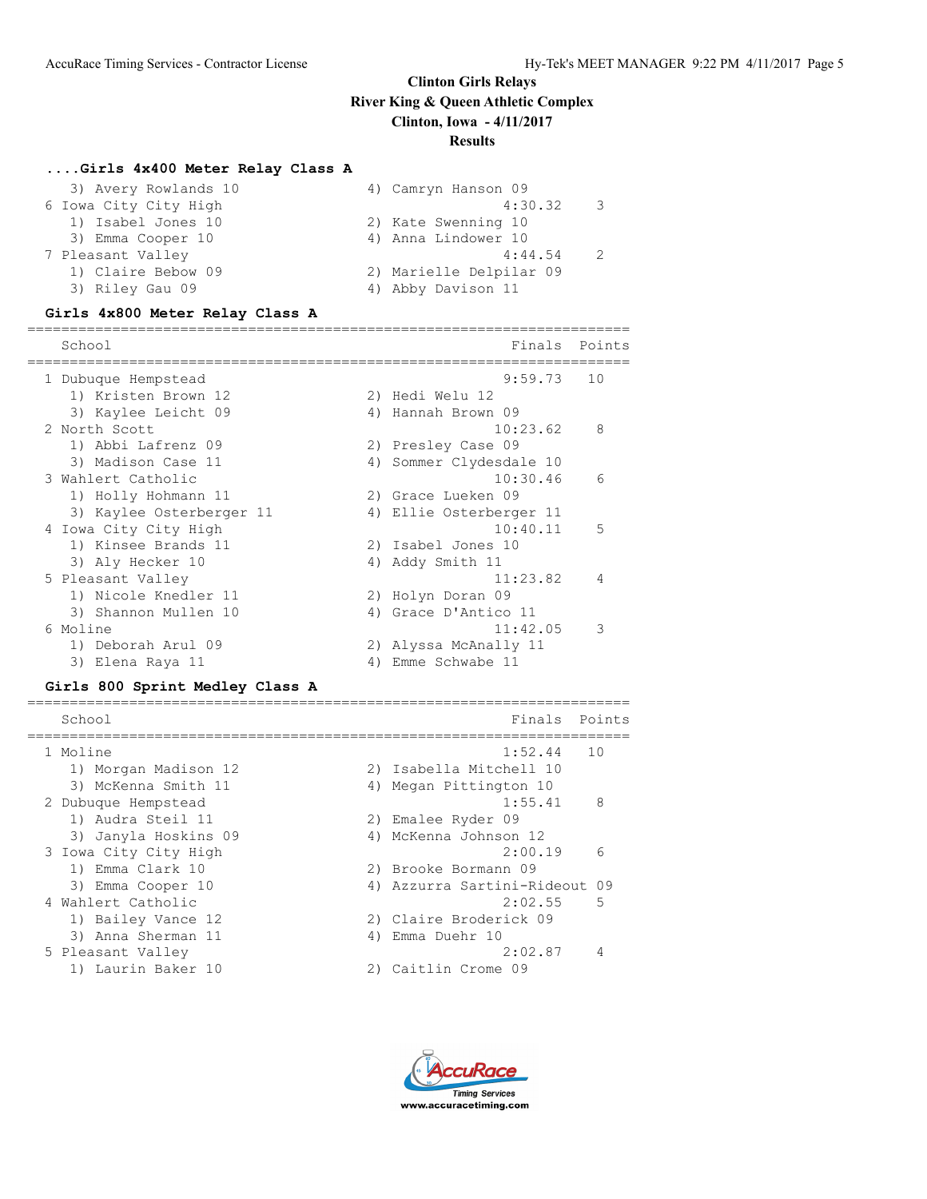**Clinton Girls Relays**
**River King & Queen Athletic Complex**
**Clinton, Iowa - 4/11/2017**
**Results**

### ....Girls 4x400 Meter Relay Class A

```
   3) Avery Rowlands 10              4) Camryn Hanson 09
 6 Iowa City City High                         4:30.32    3
   1) Isabel Jones 10                2) Kate Swenning 10
   3) Emma Cooper 10                 4) Anna Lindower 10
 7 Pleasant Valley                             4:44.54    2
   1) Claire Bebow 09                2) Marielle Delpilar 09
   3) Riley Gau 09                   4) Abby Davison 11
```

### Girls 4x800 Meter Relay Class A

```
===================================================================
    School                                       Finals  Points
===================================================================
 1 Dubuque Hempstead                           9:59.73   10
   1) Kristen Brown 12               2) Hedi Welu 12
   3) Kaylee Leicht 09               4) Hannah Brown 09
 2 North Scott                                10:23.62    8
   1) Abbi Lafrenz 09                2) Presley Case 09
   3) Madison Case 11                4) Sommer Clydesdale 10
 3 Wahlert Catholic                           10:30.46    6
   1) Holly Hohmann 11               2) Grace Lueken 09
   3) Kaylee Osterberger 11          4) Ellie Osterberger 11
 4 Iowa City City High                        10:40.11    5
   1) Kinsee Brands 11               2) Isabel Jones 10
   3) Aly Hecker 10                  4) Addy Smith 11
 5 Pleasant Valley                            11:23.82    4
   1) Nicole Knedler 11              2) Holyn Doran 09
   3) Shannon Mullen 10              4) Grace D'Antico 11
 6 Moline                                     11:42.05    3
   1) Deborah Arul 09                2) Alyssa McAnally 11
   3) Elena Raya 11                  4) Emme Schwabe 11
```

### Girls 800 Sprint Medley Class A

```
===================================================================
    School                                       Finals  Points
===================================================================
 1 Moline                                      1:52.44   10
   1) Morgan Madison 12              2) Isabella Mitchell 10
   3) McKenna Smith 11               4) Megan Pittington 10
 2 Dubuque Hempstead                           1:55.41    8
   1) Audra Steil 11                 2) Emalee Ryder 09
   3) Janyla Hoskins 09              4) McKenna Johnson 12
 3 Iowa City City High                         2:00.19    6
   1) Emma Clark 10                  2) Brooke Bormann 09
   3) Emma Cooper 10                 4) Azzurra Sartini-Rideout 09
 4 Wahlert Catholic                            2:02.55    5
   1) Bailey Vance 12                2) Claire Broderick 09
   3) Anna Sherman 11                4) Emma Duehr 10
 5 Pleasant Valley                             2:02.87    4
   1) Laurin Baker 10                2) Caitlin Crome 09
```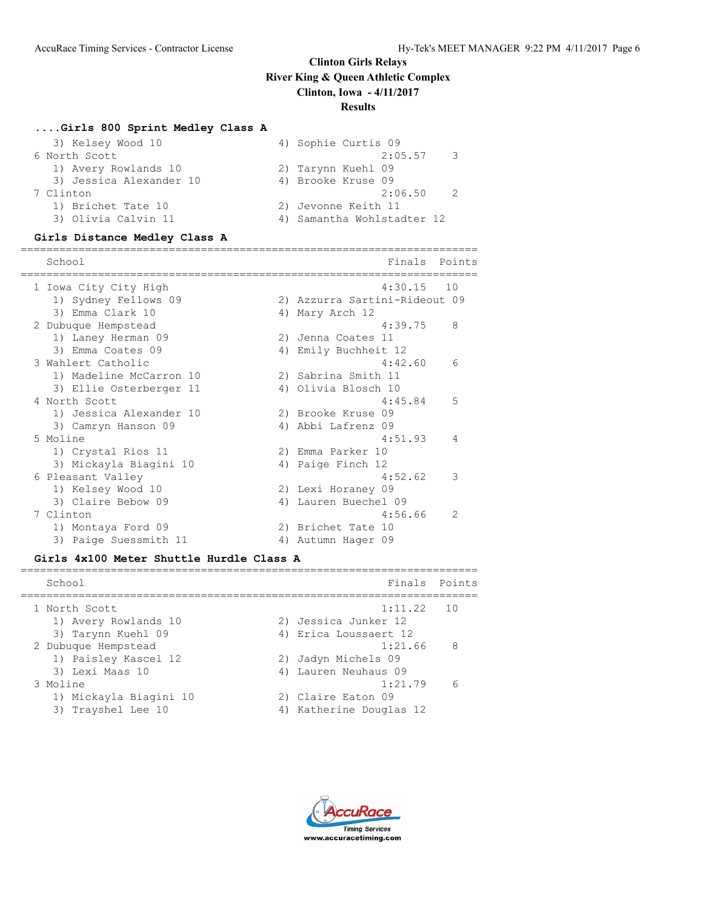# Clinton Girls Relays
## River King & Queen Athletic Complex
## Clinton, Iowa - 4/11/2017
## Results

### ....Girls 800 Sprint Medley Class A

| School | Finals | Points |
|---|---|---|
| 3) Kelsey Wood 10 / 4) Sophie Curtis 09 | | |
| 6 North Scott | 2:05.57 | 3 |
| 1) Avery Rowlands 10 / 2) Tarynn Kuehl 09 | | |
| 3) Jessica Alexander 10 / 4) Brooke Kruse 09 | | |
| 7 Clinton | 2:06.50 | 2 |
| 1) Brichet Tate 10 / 2) Jevonne Keith 11 | | |
| 3) Olivia Calvin 11 / 4) Samantha Wohlstadter 12 | | |

### Girls Distance Medley Class A

| School | Finals | Points |
|---|---|---|
| 1 Iowa City City High | 4:30.15 | 10 |
| 1) Sydney Fellows 09 / 2) Azzurra Sartini-Rideout 09 | | |
| 3) Emma Clark 10 / 4) Mary Arch 12 | | |
| 2 Dubuque Hempstead | 4:39.75 | 8 |
| 1) Laney Herman 09 / 2) Jenna Coates 11 | | |
| 3) Emma Coates 09 / 4) Emily Buchheit 12 | | |
| 3 Wahlert Catholic | 4:42.60 | 6 |
| 1) Madeline McCarron 10 / 2) Sabrina Smith 11 | | |
| 3) Ellie Osterberger 11 / 4) Olivia Blosch 10 | | |
| 4 North Scott | 4:45.84 | 5 |
| 1) Jessica Alexander 10 / 2) Brooke Kruse 09 | | |
| 3) Camryn Hanson 09 / 4) Abbi Lafrenz 09 | | |
| 5 Moline | 4:51.93 | 4 |
| 1) Crystal Rios 11 / 2) Emma Parker 10 | | |
| 3) Mickayla Biagini 10 / 4) Paige Finch 12 | | |
| 6 Pleasant Valley | 4:52.62 | 3 |
| 1) Kelsey Wood 10 / 2) Lexi Horaney 09 | | |
| 3) Claire Bebow 09 / 4) Lauren Buechel 09 | | |
| 7 Clinton | 4:56.66 | 2 |
| 1) Montaya Ford 09 / 2) Brichet Tate 10 | | |
| 3) Paige Suessmith 11 / 4) Autumn Hager 09 | | |

### Girls 4x100 Meter Shuttle Hurdle Class A

| School | Finals | Points |
|---|---|---|
| 1 North Scott | 1:11.22 | 10 |
| 1) Avery Rowlands 10 / 2) Jessica Junker 12 | | |
| 3) Tarynn Kuehl 09 / 4) Erica Loussaert 12 | | |
| 2 Dubuque Hempstead | 1:21.66 | 8 |
| 1) Paisley Kascel 12 / 2) Jadyn Michels 09 | | |
| 3) Lexi Maas 10 / 4) Lauren Neuhaus 09 | | |
| 3 Moline | 1:21.79 | 6 |
| 1) Mickayla Biagini 10 / 2) Claire Eaton 09 | | |
| 3) Trayshel Lee 10 / 4) Katherine Douglas 12 | | |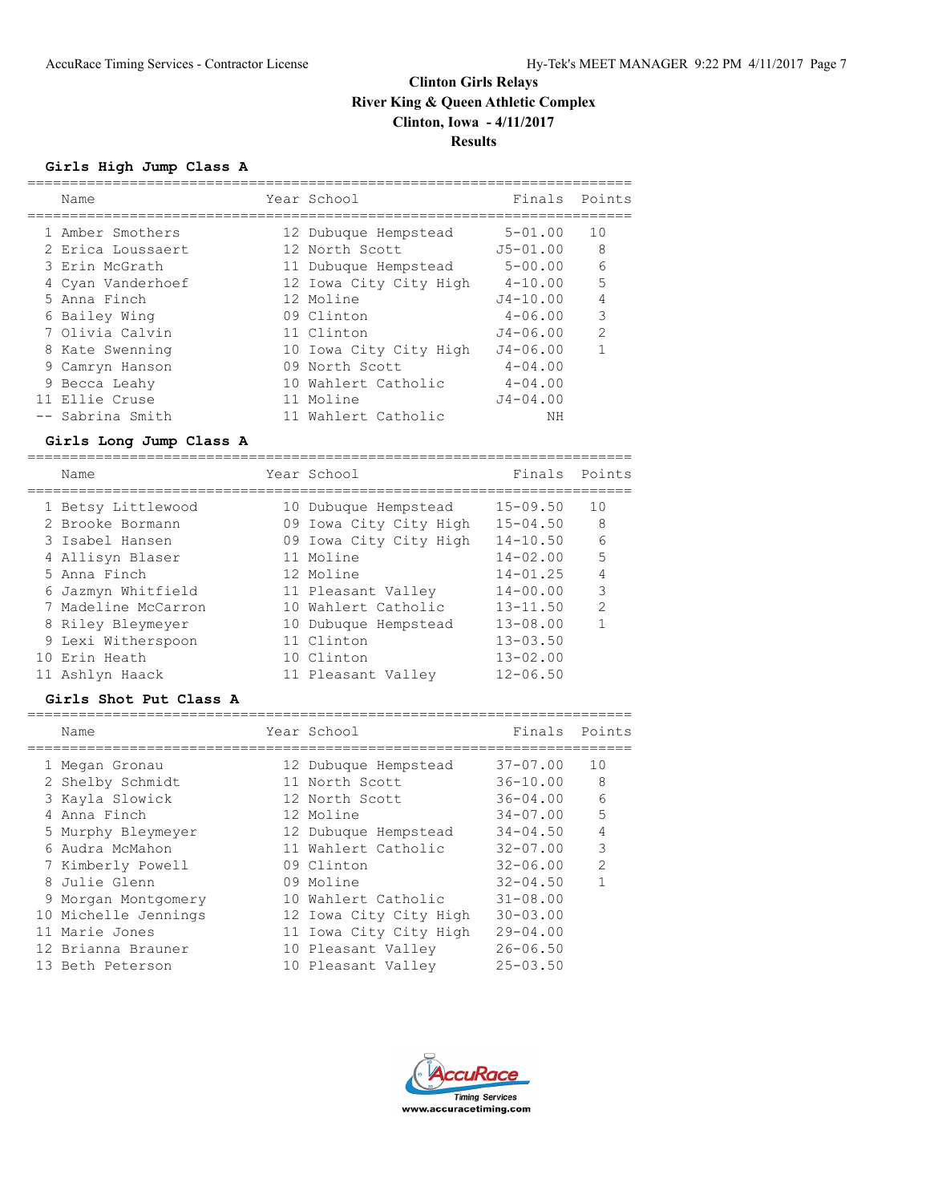# Clinton Girls Relays

**River King & Queen Athletic Complex**

**Clinton, Iowa - 4/11/2017**

**Results**

### Girls High Jump Class A

| | Name | Year | School | Finals | Points |
|---|---|---|---|---|---|
| 1 | Amber Smothers | 12 | Dubuque Hempstead | 5-01.00 | 10 |
| 2 | Erica Loussaert | 12 | North Scott | J5-01.00 | 8 |
| 3 | Erin McGrath | 11 | Dubuque Hempstead | 5-00.00 | 6 |
| 4 | Cyan Vanderhoef | 12 | Iowa City City High | 4-10.00 | 5 |
| 5 | Anna Finch | 12 | Moline | J4-10.00 | 4 |
| 6 | Bailey Wing | 09 | Clinton | 4-06.00 | 3 |
| 7 | Olivia Calvin | 11 | Clinton | J4-06.00 | 2 |
| 8 | Kate Swenning | 10 | Iowa City City High | J4-06.00 | 1 |
| 9 | Camryn Hanson | 09 | North Scott | 4-04.00 | |
| 9 | Becca Leahy | 10 | Wahlert Catholic | 4-04.00 | |
| 11 | Ellie Cruse | 11 | Moline | J4-04.00 | |
| -- | Sabrina Smith | 11 | Wahlert Catholic | NH | |

### Girls Long Jump Class A

| | Name | Year | School | Finals | Points |
|---|---|---|---|---|---|
| 1 | Betsy Littlewood | 10 | Dubuque Hempstead | 15-09.50 | 10 |
| 2 | Brooke Bormann | 09 | Iowa City City High | 15-04.50 | 8 |
| 3 | Isabel Hansen | 09 | Iowa City City High | 14-10.50 | 6 |
| 4 | Allisyn Blaser | 11 | Moline | 14-02.00 | 5 |
| 5 | Anna Finch | 12 | Moline | 14-01.25 | 4 |
| 6 | Jazmyn Whitfield | 11 | Pleasant Valley | 14-00.00 | 3 |
| 7 | Madeline McCarron | 10 | Wahlert Catholic | 13-11.50 | 2 |
| 8 | Riley Bleymeyer | 10 | Dubuque Hempstead | 13-08.00 | 1 |
| 9 | Lexi Witherspoon | 11 | Clinton | 13-03.50 | |
| 10 | Erin Heath | 10 | Clinton | 13-02.00 | |
| 11 | Ashlyn Haack | 11 | Pleasant Valley | 12-06.50 | |

### Girls Shot Put Class A

| | Name | Year | School | Finals | Points |
|---|---|---|---|---|---|
| 1 | Megan Gronau | 12 | Dubuque Hempstead | 37-07.00 | 10 |
| 2 | Shelby Schmidt | 11 | North Scott | 36-10.00 | 8 |
| 3 | Kayla Slowick | 12 | North Scott | 36-04.00 | 6 |
| 4 | Anna Finch | 12 | Moline | 34-07.00 | 5 |
| 5 | Murphy Bleymeyer | 12 | Dubuque Hempstead | 34-04.50 | 4 |
| 6 | Audra McMahon | 11 | Wahlert Catholic | 32-07.00 | 3 |
| 7 | Kimberly Powell | 09 | Clinton | 32-06.00 | 2 |
| 8 | Julie Glenn | 09 | Moline | 32-04.50 | 1 |
| 9 | Morgan Montgomery | 10 | Wahlert Catholic | 31-08.00 | |
| 10 | Michelle Jennings | 12 | Iowa City City High | 30-03.00 | |
| 11 | Marie Jones | 11 | Iowa City City High | 29-04.00 | |
| 12 | Brianna Brauner | 10 | Pleasant Valley | 26-06.50 | |
| 13 | Beth Peterson | 10 | Pleasant Valley | 25-03.50 | |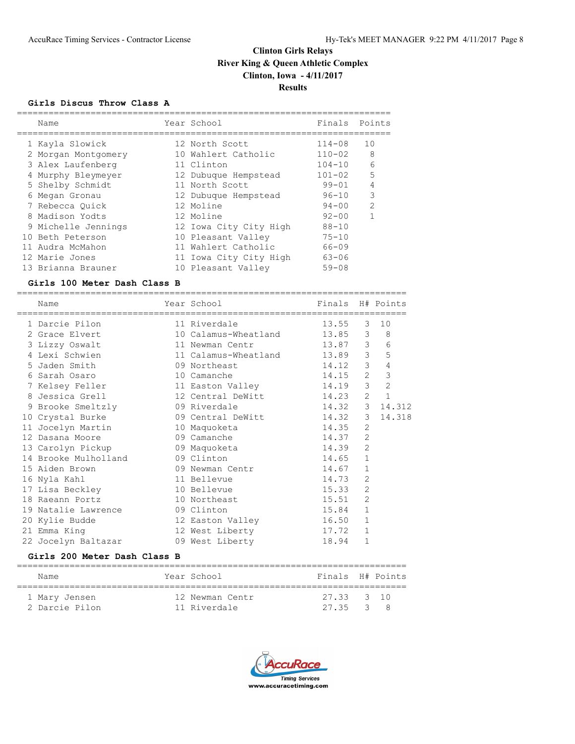# Clinton Girls Relays
## River King & Queen Athletic Complex
## Clinton, Iowa - 4/11/2017
## Results

### Girls Discus Throw Class A

| | Name | Year | School | Finals | Points |
|---|---|---|---|---|---|
| 1 | Kayla Slowick | 12 | North Scott | 114-08 | 10 |
| 2 | Morgan Montgomery | 10 | Wahlert Catholic | 110-02 | 8 |
| 3 | Alex Laufenberg | 11 | Clinton | 104-10 | 6 |
| 4 | Murphy Bleymeyer | 12 | Dubuque Hempstead | 101-02 | 5 |
| 5 | Shelby Schmidt | 11 | North Scott | 99-01 | 4 |
| 6 | Megan Gronau | 12 | Dubuque Hempstead | 96-10 | 3 |
| 7 | Rebecca Quick | 12 | Moline | 94-00 | 2 |
| 8 | Madison Yodts | 12 | Moline | 92-00 | 1 |
| 9 | Michelle Jennings | 12 | Iowa City City High | 88-10 | |
| 10 | Beth Peterson | 10 | Pleasant Valley | 75-10 | |
| 11 | Audra McMahon | 11 | Wahlert Catholic | 66-09 | |
| 12 | Marie Jones | 11 | Iowa City City High | 63-06 | |
| 13 | Brianna Brauner | 10 | Pleasant Valley | 59-08 | |

### Girls 100 Meter Dash Class B

| | Name | Year | School | Finals | H# | Points |
|---|---|---|---|---|---|---|
| 1 | Darcie Pilon | 11 | Riverdale | 13.55 | 3 | 10 |
| 2 | Grace Elvert | 10 | Calamus-Wheatland | 13.85 | 3 | 8 |
| 3 | Lizzy Oswalt | 11 | Newman Centr | 13.87 | 3 | 6 |
| 4 | Lexi Schwien | 11 | Calamus-Wheatland | 13.89 | 3 | 5 |
| 5 | Jaden Smith | 09 | Northeast | 14.12 | 3 | 4 |
| 6 | Sarah Osaro | 10 | Camanche | 14.15 | 2 | 3 |
| 7 | Kelsey Feller | 11 | Easton Valley | 14.19 | 3 | 2 |
| 8 | Jessica Grell | 12 | Central DeWitt | 14.23 | 2 | 1 |
| 9 | Brooke Smeltzly | 09 | Riverdale | 14.32 | 3 | 14.312 |
| 10 | Crystal Burke | 09 | Central DeWitt | 14.32 | 3 | 14.318 |
| 11 | Jocelyn Martin | 10 | Maquoketa | 14.35 | 2 | |
| 12 | Dasana Moore | 09 | Camanche | 14.37 | 2 | |
| 13 | Carolyn Pickup | 09 | Maquoketa | 14.39 | 2 | |
| 14 | Brooke Mulholland | 09 | Clinton | 14.65 | 1 | |
| 15 | Aiden Brown | 09 | Newman Centr | 14.67 | 1 | |
| 16 | Nyla Kahl | 11 | Bellevue | 14.73 | 2 | |
| 17 | Lisa Beckley | 10 | Bellevue | 15.33 | 2 | |
| 18 | Raeann Portz | 10 | Northeast | 15.51 | 2 | |
| 19 | Natalie Lawrence | 09 | Clinton | 15.84 | 1 | |
| 20 | Kylie Budde | 12 | Easton Valley | 16.50 | 1 | |
| 21 | Emma King | 12 | West Liberty | 17.72 | 1 | |
| 22 | Jocelyn Baltazar | 09 | West Liberty | 18.94 | 1 | |

### Girls 200 Meter Dash Class B

| | Name | Year | School | Finals | H# | Points |
|---|---|---|---|---|---|---|
| 1 | Mary Jensen | 12 | Newman Centr | 27.33 | 3 | 10 |
| 2 | Darcie Pilon | 11 | Riverdale | 27.35 | 3 | 8 |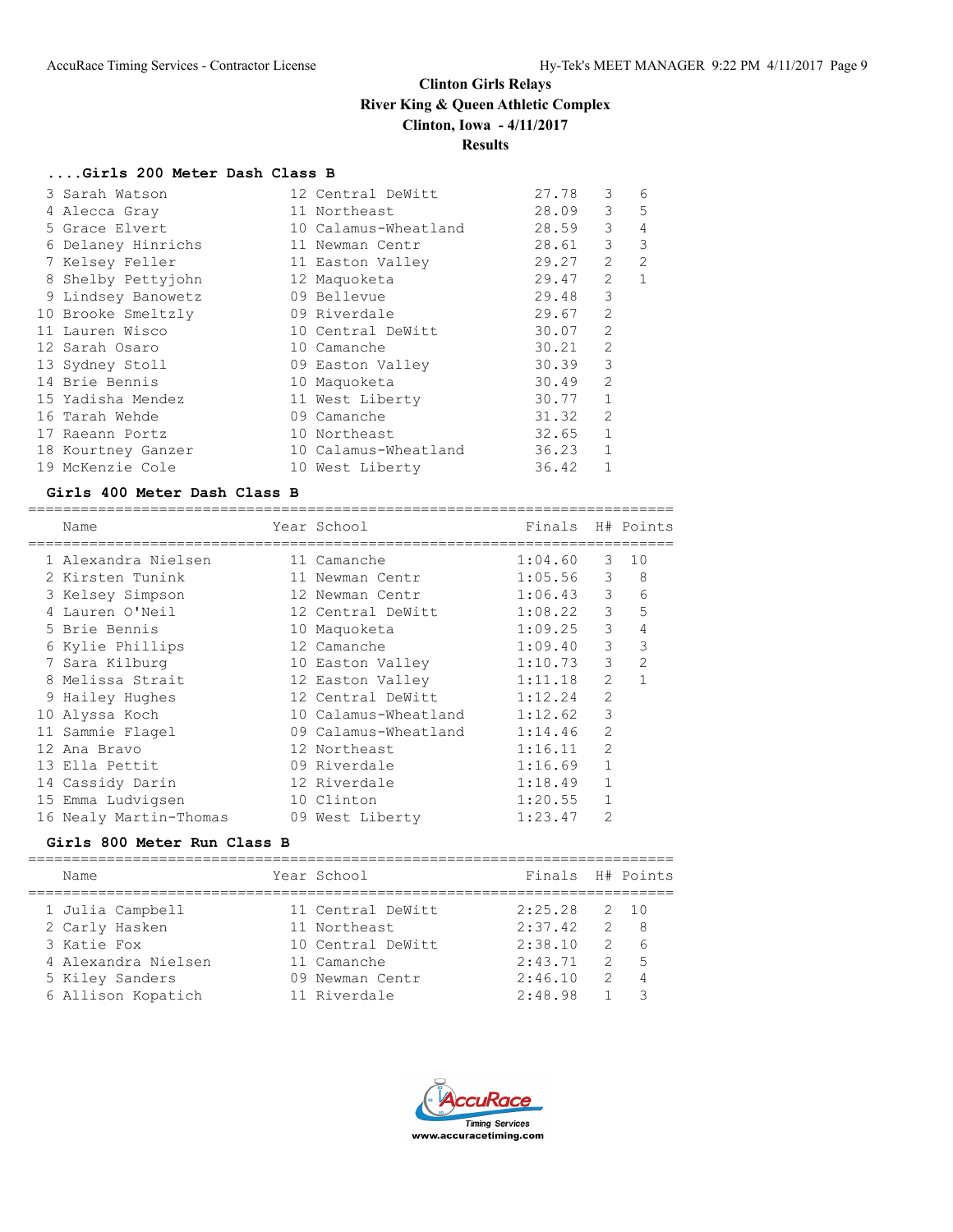Clinton Girls Relays
River King & Queen Athletic Complex
Clinton, Iowa - 4/11/2017
Results

### ....Girls 200 Meter Dash Class B

| Place | Name | Year | School | Finals | H# | Points |
|---|---|---|---|---|---|---|
| 3 | Sarah Watson | 12 | Central DeWitt | 27.78 | 3 | 6 |
| 4 | Alecca Gray | 11 | Northeast | 28.09 | 3 | 5 |
| 5 | Grace Elvert | 10 | Calamus-Wheatland | 28.59 | 3 | 4 |
| 6 | Delaney Hinrichs | 11 | Newman Centr | 28.61 | 3 | 3 |
| 7 | Kelsey Feller | 11 | Easton Valley | 29.27 | 2 | 2 |
| 8 | Shelby Pettyjohn | 12 | Maquoketa | 29.47 | 2 | 1 |
| 9 | Lindsey Banowetz | 09 | Bellevue | 29.48 | 3 | |
| 10 | Brooke Smeltzly | 09 | Riverdale | 29.67 | 2 | |
| 11 | Lauren Wisco | 10 | Central DeWitt | 30.07 | 2 | |
| 12 | Sarah Osaro | 10 | Camanche | 30.21 | 2 | |
| 13 | Sydney Stoll | 09 | Easton Valley | 30.39 | 3 | |
| 14 | Brie Bennis | 10 | Maquoketa | 30.49 | 2 | |
| 15 | Yadisha Mendez | 11 | West Liberty | 30.77 | 1 | |
| 16 | Tarah Wehde | 09 | Camanche | 31.32 | 2 | |
| 17 | Raeann Portz | 10 | Northeast | 32.65 | 1 | |
| 18 | Kourtney Ganzer | 10 | Calamus-Wheatland | 36.23 | 1 | |
| 19 | McKenzie Cole | 10 | West Liberty | 36.42 | 1 | |

### Girls 400 Meter Dash Class B

| Place | Name | Year | School | Finals | H# | Points |
|---|---|---|---|---|---|---|
| 1 | Alexandra Nielsen | 11 | Camanche | 1:04.60 | 3 | 10 |
| 2 | Kirsten Tunink | 11 | Newman Centr | 1:05.56 | 3 | 8 |
| 3 | Kelsey Simpson | 12 | Newman Centr | 1:06.43 | 3 | 6 |
| 4 | Lauren O'Neil | 12 | Central DeWitt | 1:08.22 | 3 | 5 |
| 5 | Brie Bennis | 10 | Maquoketa | 1:09.25 | 3 | 4 |
| 6 | Kylie Phillips | 12 | Camanche | 1:09.40 | 3 | 3 |
| 7 | Sara Kilburg | 10 | Easton Valley | 1:10.73 | 3 | 2 |
| 8 | Melissa Strait | 12 | Easton Valley | 1:11.18 | 2 | 1 |
| 9 | Hailey Hughes | 12 | Central DeWitt | 1:12.24 | 2 | |
| 10 | Alyssa Koch | 10 | Calamus-Wheatland | 1:12.62 | 3 | |
| 11 | Sammie Flagel | 09 | Calamus-Wheatland | 1:14.46 | 2 | |
| 12 | Ana Bravo | 12 | Northeast | 1:16.11 | 2 | |
| 13 | Ella Pettit | 09 | Riverdale | 1:16.69 | 1 | |
| 14 | Cassidy Darin | 12 | Riverdale | 1:18.49 | 1 | |
| 15 | Emma Ludvigsen | 10 | Clinton | 1:20.55 | 1 | |
| 16 | Nealy Martin-Thomas | 09 | West Liberty | 1:23.47 | 2 | |

### Girls 800 Meter Run Class B

| Place | Name | Year | School | Finals | H# | Points |
|---|---|---|---|---|---|---|
| 1 | Julia Campbell | 11 | Central DeWitt | 2:25.28 | 2 | 10 |
| 2 | Carly Hasken | 11 | Northeast | 2:37.42 | 2 | 8 |
| 3 | Katie Fox | 10 | Central DeWitt | 2:38.10 | 2 | 6 |
| 4 | Alexandra Nielsen | 11 | Camanche | 2:43.71 | 2 | 5 |
| 5 | Kiley Sanders | 09 | Newman Centr | 2:46.10 | 2 | 4 |
| 6 | Allison Kopatich | 11 | Riverdale | 2:48.98 | 1 | 3 |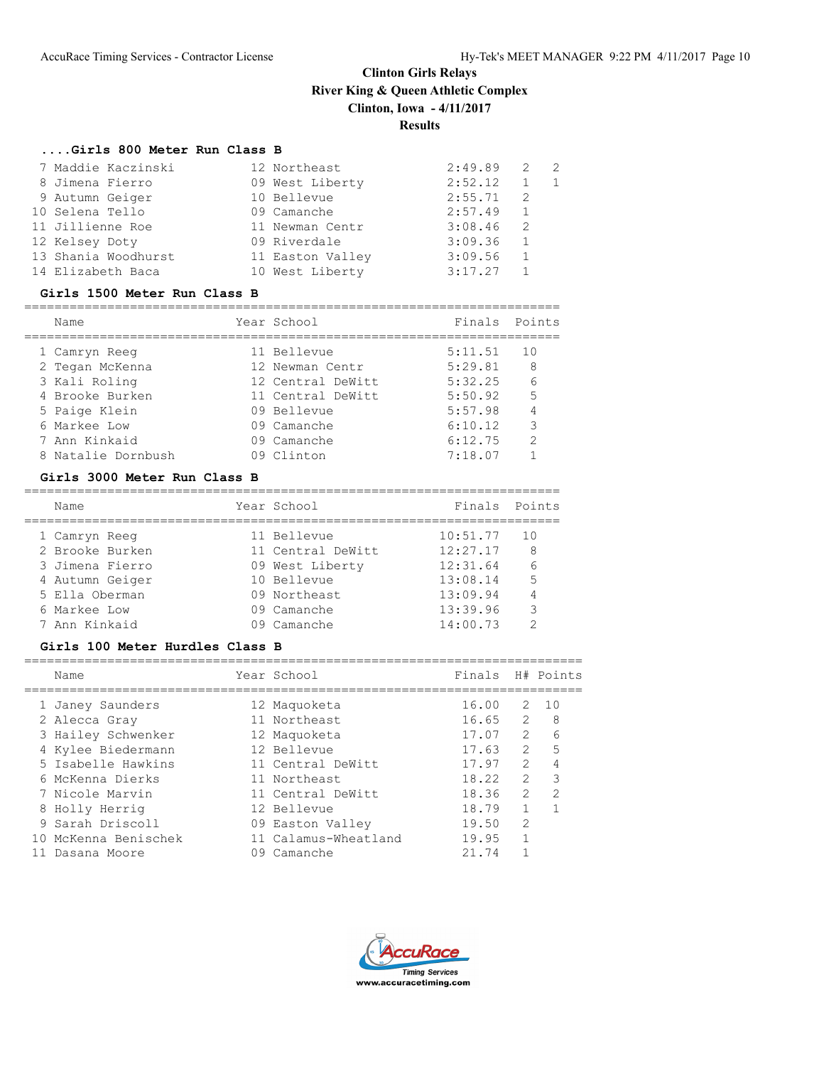# Clinton Girls Relays
## River King & Queen Athletic Complex
## Clinton, Iowa - 4/11/2017
## Results

### ....Girls 800 Meter Run Class B

| | Name | Year | School | Finals | H# | Points |
|---|---|---|---|---|---|---|
| 7 | Maddie Kaczinski | 12 | Northeast | 2:49.89 | 2 | 2 |
| 8 | Jimena Fierro | 09 | West Liberty | 2:52.12 | 1 | 1 |
| 9 | Autumn Geiger | 10 | Bellevue | 2:55.71 | 2 | |
| 10 | Selena Tello | 09 | Camanche | 2:57.49 | 1 | |
| 11 | Jillienne Roe | 11 | Newman Centr | 3:08.46 | 2 | |
| 12 | Kelsey Doty | 09 | Riverdale | 3:09.36 | 1 | |
| 13 | Shania Woodhurst | 11 | Easton Valley | 3:09.56 | 1 | |
| 14 | Elizabeth Baca | 10 | West Liberty | 3:17.27 | 1 | |

### Girls 1500 Meter Run Class B

| | Name | Year | School | Finals | Points |
|---|---|---|---|---|---|
| 1 | Camryn Reeg | 11 | Bellevue | 5:11.51 | 10 |
| 2 | Tegan McKenna | 12 | Newman Centr | 5:29.81 | 8 |
| 3 | Kali Roling | 12 | Central DeWitt | 5:32.25 | 6 |
| 4 | Brooke Burken | 11 | Central DeWitt | 5:50.92 | 5 |
| 5 | Paige Klein | 09 | Bellevue | 5:57.98 | 4 |
| 6 | Markee Low | 09 | Camanche | 6:10.12 | 3 |
| 7 | Ann Kinkaid | 09 | Camanche | 6:12.75 | 2 |
| 8 | Natalie Dornbush | 09 | Clinton | 7:18.07 | 1 |

### Girls 3000 Meter Run Class B

| | Name | Year | School | Finals | Points |
|---|---|---|---|---|---|
| 1 | Camryn Reeg | 11 | Bellevue | 10:51.77 | 10 |
| 2 | Brooke Burken | 11 | Central DeWitt | 12:27.17 | 8 |
| 3 | Jimena Fierro | 09 | West Liberty | 12:31.64 | 6 |
| 4 | Autumn Geiger | 10 | Bellevue | 13:08.14 | 5 |
| 5 | Ella Oberman | 09 | Northeast | 13:09.94 | 4 |
| 6 | Markee Low | 09 | Camanche | 13:39.96 | 3 |
| 7 | Ann Kinkaid | 09 | Camanche | 14:00.73 | 2 |

### Girls 100 Meter Hurdles Class B

| | Name | Year | School | Finals | H# | Points |
|---|---|---|---|---|---|---|
| 1 | Janey Saunders | 12 | Maquoketa | 16.00 | 2 | 10 |
| 2 | Alecca Gray | 11 | Northeast | 16.65 | 2 | 8 |
| 3 | Hailey Schwenker | 12 | Maquoketa | 17.07 | 2 | 6 |
| 4 | Kylee Biedermann | 12 | Bellevue | 17.63 | 2 | 5 |
| 5 | Isabelle Hawkins | 11 | Central DeWitt | 17.97 | 2 | 4 |
| 6 | McKenna Dierks | 11 | Northeast | 18.22 | 2 | 3 |
| 7 | Nicole Marvin | 11 | Central DeWitt | 18.36 | 2 | 2 |
| 8 | Holly Herrig | 12 | Bellevue | 18.79 | 1 | 1 |
| 9 | Sarah Driscoll | 09 | Easton Valley | 19.50 | 2 | |
| 10 | McKenna Benischek | 11 | Calamus-Wheatland | 19.95 | 1 | |
| 11 | Dasana Moore | 09 | Camanche | 21.74 | 1 | |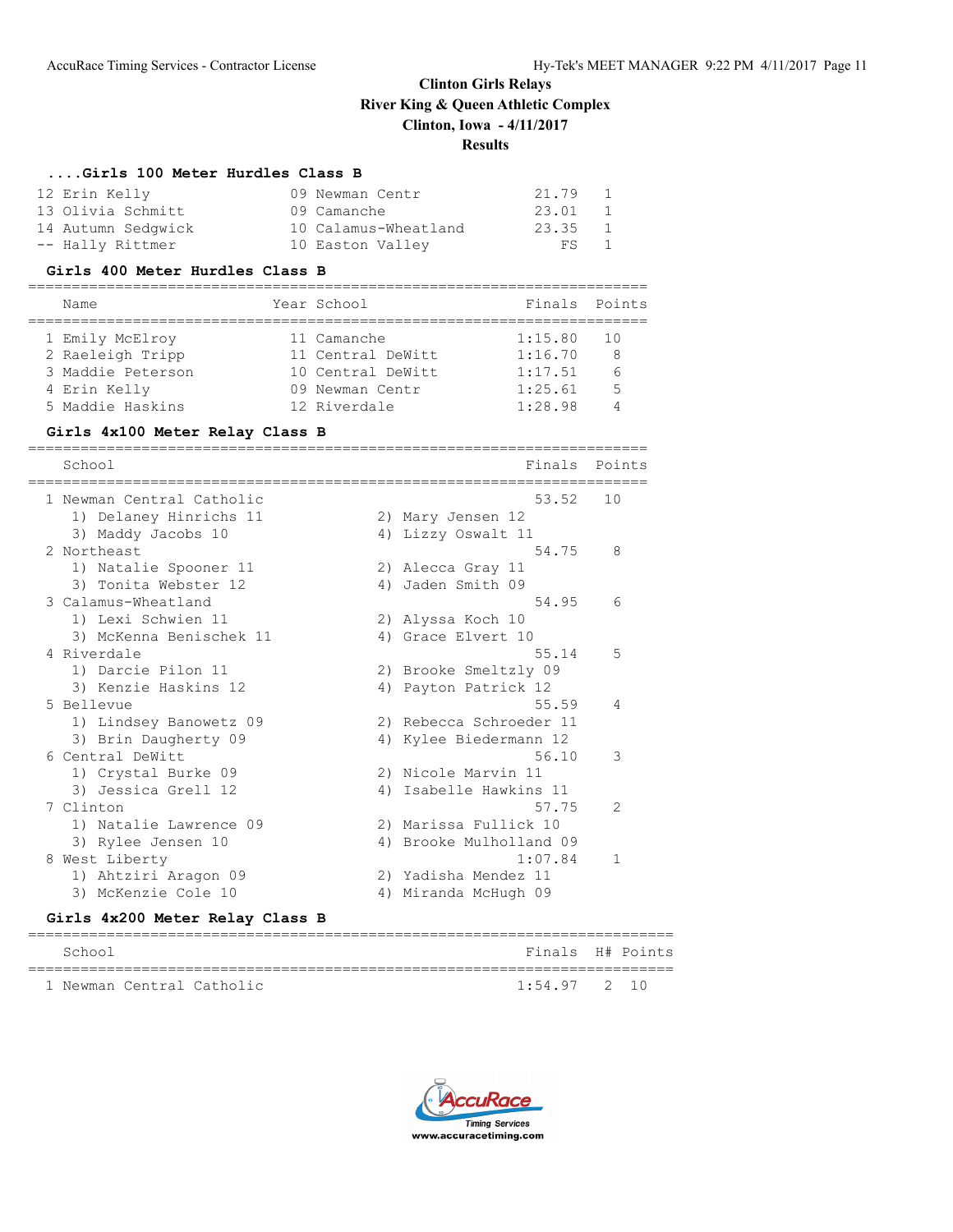**Clinton Girls Relays**
**River King & Queen Athletic Complex**
**Clinton, Iowa - 4/11/2017**
**Results**

### ....Girls 100 Meter Hurdles Class B

| Place | Name | Year | School | Finals | Points |
|---|---|---|---|---|---|
| 12 | Erin Kelly | 09 | Newman Centr | 21.79 | 1 |
| 13 | Olivia Schmitt | 09 | Camanche | 23.01 | 1 |
| 14 | Autumn Sedgwick | 10 | Calamus-Wheatland | 23.35 | 1 |
| -- | Hally Rittmer | 10 | Easton Valley | FS | 1 |

### Girls 400 Meter Hurdles Class B

| Place | Name | Year | School | Finals | Points |
|---|---|---|---|---|---|
| 1 | Emily McElroy | 11 | Camanche | 1:15.80 | 10 |
| 2 | Raeleigh Tripp | 11 | Central DeWitt | 1:16.70 | 8 |
| 3 | Maddie Peterson | 10 | Central DeWitt | 1:17.51 | 6 |
| 4 | Erin Kelly | 09 | Newman Centr | 1:25.61 | 5 |
| 5 | Maddie Haskins | 12 | Riverdale | 1:28.98 | 4 |

### Girls 4x100 Meter Relay Class B

| Place | School | Finals | Points |
|---|---|---|---|
| 1 | Newman Central Catholic | 53.52 | 10 |
| | 1) Delaney Hinrichs 11, 2) Mary Jensen 12, 3) Maddy Jacobs 10, 4) Lizzy Oswalt 11 | | |
| 2 | Northeast | 54.75 | 8 |
| | 1) Natalie Spooner 11, 2) Alecca Gray 11, 3) Tonita Webster 12, 4) Jaden Smith 09 | | |
| 3 | Calamus-Wheatland | 54.95 | 6 |
| | 1) Lexi Schwien 11, 2) Alyssa Koch 10, 3) McKenna Benischek 11, 4) Grace Elvert 10 | | |
| 4 | Riverdale | 55.14 | 5 |
| | 1) Darcie Pilon 11, 2) Brooke Smeltzly 09, 3) Kenzie Haskins 12, 4) Payton Patrick 12 | | |
| 5 | Bellevue | 55.59 | 4 |
| | 1) Lindsey Banowetz 09, 2) Rebecca Schroeder 11, 3) Brin Daugherty 09, 4) Kylee Biedermann 12 | | |
| 6 | Central DeWitt | 56.10 | 3 |
| | 1) Crystal Burke 09, 2) Nicole Marvin 11, 3) Jessica Grell 12, 4) Isabelle Hawkins 11 | | |
| 7 | Clinton | 57.75 | 2 |
| | 1) Natalie Lawrence 09, 2) Marissa Fullick 10, 3) Rylee Jensen 10, 4) Brooke Mulholland 09 | | |
| 8 | West Liberty | 1:07.84 | 1 |
| | 1) Ahtziri Aragon 09, 2) Yadisha Mendez 11, 3) McKenzie Cole 10, 4) Miranda McHugh 09 | | |

### Girls 4x200 Meter Relay Class B

| Place | School | Finals | H# | Points |
|---|---|---|---|---|
| 1 | Newman Central Catholic | 1:54.97 | 2 | 10 |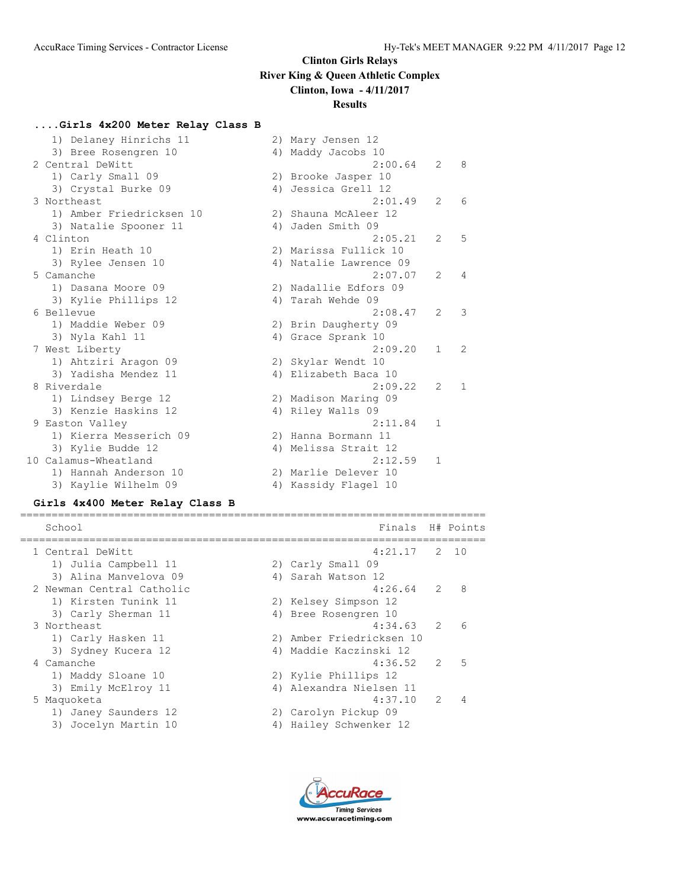## Clinton Girls Relays
## River King & Queen Athletic Complex
## Clinton, Iowa - 4/11/2017
## Results

### ....Girls 4x200 Meter Relay Class B

| School | Finals | H# | Points |
|---|---|---|---|
| 1) Delaney Hinrichs 11 | 2) Mary Jensen 12 | | |
| 3) Bree Rosengren 10 | 4) Maddy Jacobs 10 | | |
| 2 Central DeWitt | 2:00.64 | 2 | 8 |
| 1) Carly Small 09 | 2) Brooke Jasper 10 | | |
| 3) Crystal Burke 09 | 4) Jessica Grell 12 | | |
| 3 Northeast | 2:01.49 | 2 | 6 |
| 1) Amber Friedricksen 10 | 2) Shauna McAleer 12 | | |
| 3) Natalie Spooner 11 | 4) Jaden Smith 09 | | |
| 4 Clinton | 2:05.21 | 2 | 5 |
| 1) Erin Heath 10 | 2) Marissa Fullick 10 | | |
| 3) Rylee Jensen 10 | 4) Natalie Lawrence 09 | | |
| 5 Camanche | 2:07.07 | 2 | 4 |
| 1) Dasana Moore 09 | 2) Nadallie Edfors 09 | | |
| 3) Kylie Phillips 12 | 4) Tarah Wehde 09 | | |
| 6 Bellevue | 2:08.47 | 2 | 3 |
| 1) Maddie Weber 09 | 2) Brin Daugherty 09 | | |
| 3) Nyla Kahl 11 | 4) Grace Sprank 10 | | |
| 7 West Liberty | 2:09.20 | 1 | 2 |
| 1) Ahtziri Aragon 09 | 2) Skylar Wendt 10 | | |
| 3) Yadisha Mendez 11 | 4) Elizabeth Baca 10 | | |
| 8 Riverdale | 2:09.22 | 2 | 1 |
| 1) Lindsey Berge 12 | 2) Madison Maring 09 | | |
| 3) Kenzie Haskins 12 | 4) Riley Walls 09 | | |
| 9 Easton Valley | 2:11.84 | 1 | |
| 1) Kierra Messerich 09 | 2) Hanna Bormann 11 | | |
| 3) Kylie Budde 12 | 4) Melissa Strait 12 | | |
| 10 Calamus-Wheatland | 2:12.59 | 1 | |
| 1) Hannah Anderson 10 | 2) Marlie Delever 10 | | |
| 3) Kaylie Wilhelm 09 | 4) Kassidy Flagel 10 | | |

### Girls 4x400 Meter Relay Class B

| School | Finals | H# | Points |
|---|---|---|---|
| 1 Central DeWitt | 4:21.17 | 2 | 10 |
| 1) Julia Campbell 11 | 2) Carly Small 09 | | |
| 3) Alina Manvelova 09 | 4) Sarah Watson 12 | | |
| 2 Newman Central Catholic | 4:26.64 | 2 | 8 |
| 1) Kirsten Tunink 11 | 2) Kelsey Simpson 12 | | |
| 3) Carly Sherman 11 | 4) Bree Rosengren 10 | | |
| 3 Northeast | 4:34.63 | 2 | 6 |
| 1) Carly Hasken 11 | 2) Amber Friedricksen 10 | | |
| 3) Sydney Kucera 12 | 4) Maddie Kaczinski 12 | | |
| 4 Camanche | 4:36.52 | 2 | 5 |
| 1) Maddy Sloane 10 | 2) Kylie Phillips 12 | | |
| 3) Emily McElroy 11 | 4) Alexandra Nielsen 11 | | |
| 5 Maquoketa | 4:37.10 | 2 | 4 |
| 1) Janey Saunders 12 | 2) Carolyn Pickup 09 | | |
| 3) Jocelyn Martin 10 | 4) Hailey Schwenker 12 | | |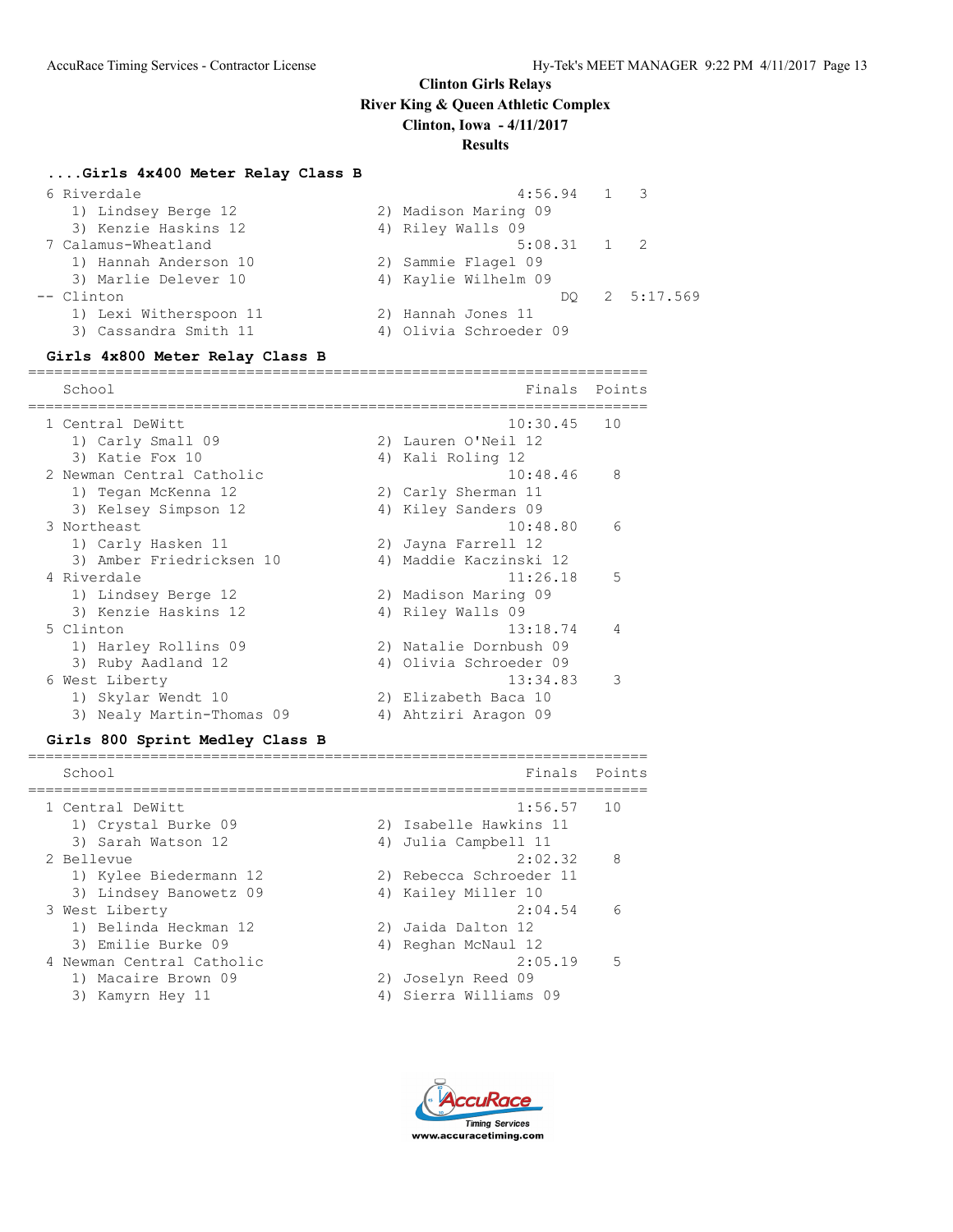**Clinton Girls Relays**
**River King & Queen Athletic Complex**
**Clinton, Iowa - 4/11/2017**
**Results**

### ....Girls 4x400 Meter Relay Class B

```
  6 Riverdale                                         4:56.94   1   3
     1) Lindsey Berge 12               2) Madison Maring 09
     3) Kenzie Haskins 12              4) Riley Walls 09
  7 Calamus-Wheatland                                 5:08.31   1   2
     1) Hannah Anderson 10             2) Sammie Flagel 09
     3) Marlie Delever 10              4) Kaylie Wilhelm 09
 -- Clinton                                                DQ   2  5:17.569
     1) Lexi Witherspoon 11            2) Hannah Jones 11
     3) Cassandra Smith 11             4) Olivia Schroeder 09
```

### Girls 4x800 Meter Relay Class B

```
=======================================================================
    School                                            Finals  Points
=======================================================================
  1 Central DeWitt                                  10:30.45   10
     1) Carly Small 09                 2) Lauren O'Neil 12
     3) Katie Fox 10                   4) Kali Roling 12
  2 Newman Central Catholic                         10:48.46    8
     1) Tegan McKenna 12               2) Carly Sherman 11
     3) Kelsey Simpson 12              4) Kiley Sanders 09
  3 Northeast                                       10:48.80    6
     1) Carly Hasken 11                2) Jayna Farrell 12
     3) Amber Friedricksen 10          4) Maddie Kaczinski 12
  4 Riverdale                                       11:26.18    5
     1) Lindsey Berge 12               2) Madison Maring 09
     3) Kenzie Haskins 12              4) Riley Walls 09
  5 Clinton                                         13:18.74    4
     1) Harley Rollins 09              2) Natalie Dornbush 09
     3) Ruby Aadland 12                4) Olivia Schroeder 09
  6 West Liberty                                    13:34.83    3
     1) Skylar Wendt 10                2) Elizabeth Baca 10
     3) Nealy Martin-Thomas 09         4) Ahtziri Aragon 09
```

### Girls 800 Sprint Medley Class B

```
=======================================================================
    School                                            Finals  Points
=======================================================================
  1 Central DeWitt                                   1:56.57   10
     1) Crystal Burke 09               2) Isabelle Hawkins 11
     3) Sarah Watson 12                4) Julia Campbell 11
  2 Bellevue                                         2:02.32    8
     1) Kylee Biedermann 12            2) Rebecca Schroeder 11
     3) Lindsey Banowetz 09            4) Kailey Miller 10
  3 West Liberty                                     2:04.54    6
     1) Belinda Heckman 12             2) Jaida Dalton 12
     3) Emilie Burke 09                4) Reghan McNaul 12
  4 Newman Central Catholic                          2:05.19    5
     1) Macaire Brown 09               2) Joselyn Reed 09
     3) Kamyrn Hey 11                  4) Sierra Williams 09
```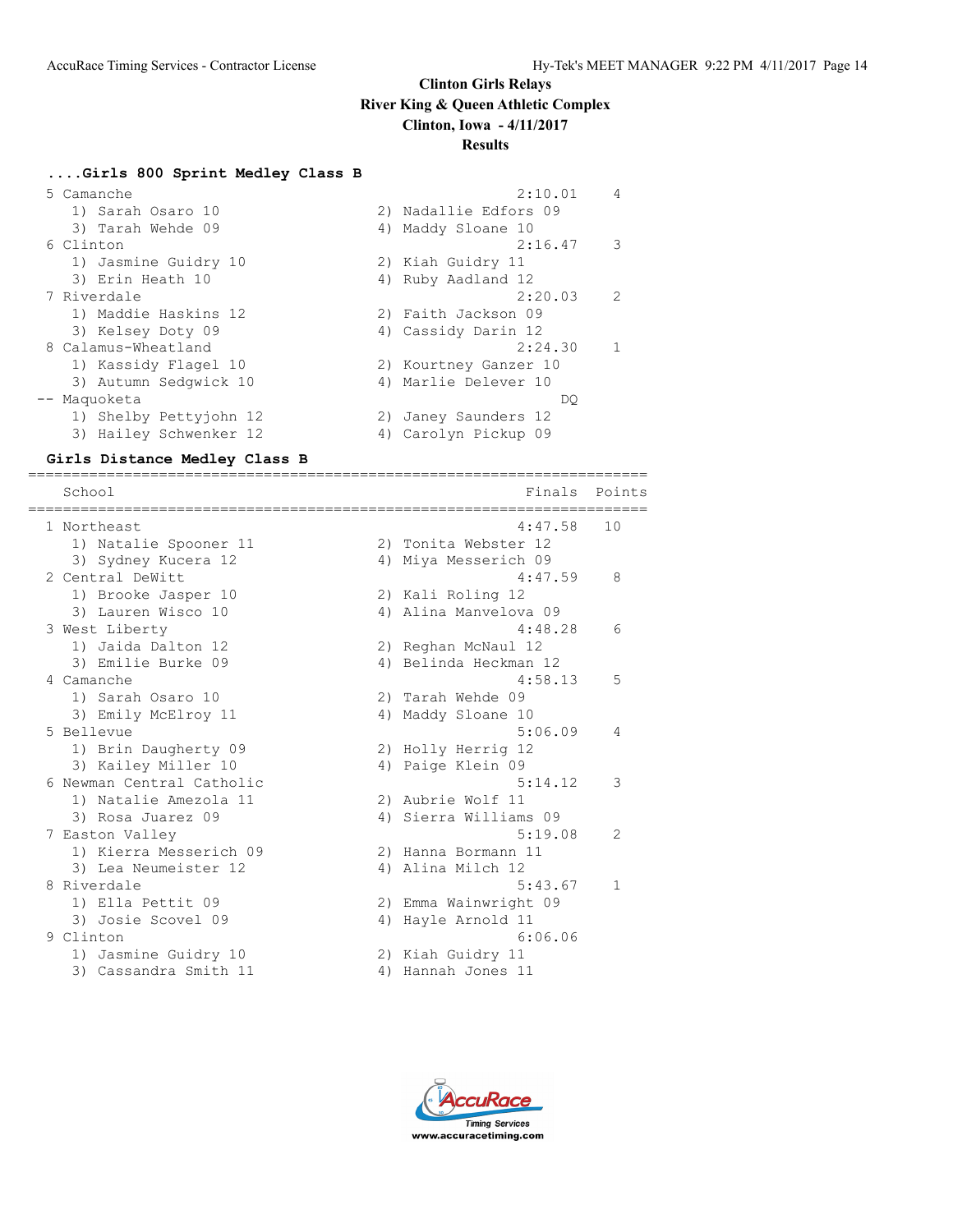# Clinton Girls Relays

**River King & Queen Athletic Complex**

**Clinton, Iowa - 4/11/2017**

**Results**

### ....Girls 800 Sprint Medley Class B

```
  5 Camanche                                          2:10.01    4 
     1) Sarah Osaro 10                 2) Nadallie Edfors 09             
     3) Tarah Wehde 09                 4) Maddy Sloane 10                
  6 Clinton                                           2:16.47    3 
     1) Jasmine Guidry 10              2) Kiah Guidry 11                 
     3) Erin Heath 10                  4) Ruby Aadland 12                
  7 Riverdale                                         2:20.03    2 
     1) Maddie Haskins 12              2) Faith Jackson 09               
     3) Kelsey Doty 09                 4) Cassidy Darin 12               
  8 Calamus-Wheatland                                 2:24.30    1 
     1) Kassidy Flagel 10              2) Kourtney Ganzer 10             
     3) Autumn Sedgwick 10             4) Marlie Delever 10              
 -- Maquoketa                                              DQ            
     1) Shelby Pettyjohn 12            2) Janey Saunders 12              
     3) Hailey Schwenker 12            4) Carolyn Pickup 09              
```

### Girls Distance Medley Class B

```
=======================================================================
    School                                            Finals  Points 
=======================================================================
  1 Northeast                                         4:47.58   10 
     1) Natalie Spooner 11             2) Tonita Webster 12              
     3) Sydney Kucera 12               4) Miya Messerich 09              
  2 Central DeWitt                                    4:47.59    8 
     1) Brooke Jasper 10               2) Kali Roling 12                 
     3) Lauren Wisco 10                4) Alina Manvelova 09             
  3 West Liberty                                      4:48.28    6 
     1) Jaida Dalton 12                2) Reghan McNaul 12               
     3) Emilie Burke 09                4) Belinda Heckman 12             
  4 Camanche                                          4:58.13    5 
     1) Sarah Osaro 10                 2) Tarah Wehde 09                 
     3) Emily McElroy 11               4) Maddy Sloane 10                
  5 Bellevue                                          5:06.09    4 
     1) Brin Daugherty 09              2) Holly Herrig 12                
     3) Kailey Miller 10               4) Paige Klein 09                 
  6 Newman Central Catholic                           5:14.12    3 
     1) Natalie Amezola 11             2) Aubrie Wolf 11                 
     3) Rosa Juarez 09                 4) Sierra Williams 09             
  7 Easton Valley                                     5:19.08    2 
     1) Kierra Messerich 09            2) Hanna Bormann 11               
     3) Lea Neumeister 12              4) Alina Milch 12                 
  8 Riverdale                                         5:43.67    1 
     1) Ella Pettit 09                 2) Emma Wainwright 09             
     3) Josie Scovel 09                4) Hayle Arnold 11                
  9 Clinton                                           6:06.06            
     1) Jasmine Guidry 10              2) Kiah Guidry 11                 
     3) Cassandra Smith 11             4) Hannah Jones 11                
```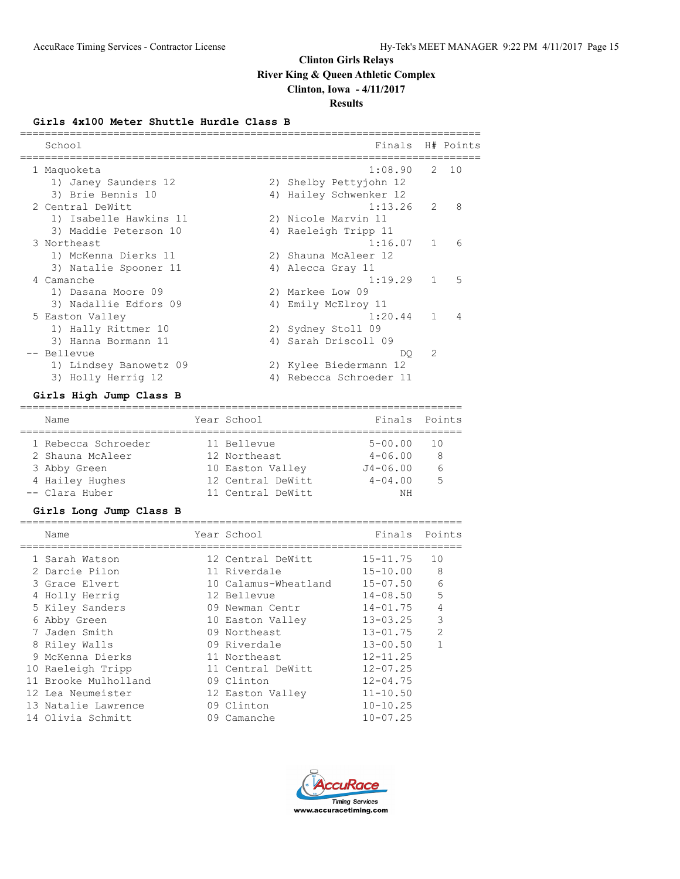# Clinton Girls Relays

**River King & Queen Athletic Complex**

**Clinton, Iowa - 4/11/2017**

**Results**

### Girls 4x100 Meter Shuttle Hurdle Class B

| | School | Finals | H# | Points |
|---|---|---|---|---|
| 1 | Maquoketa | 1:08.90 | 2 | 10 |
| | 1) Janey Saunders 12, 2) Shelby Pettyjohn 12, 3) Brie Bennis 10, 4) Hailey Schwenker 12 | | | |
| 2 | Central DeWitt | 1:13.26 | 2 | 8 |
| | 1) Isabelle Hawkins 11, 2) Nicole Marvin 11, 3) Maddie Peterson 10, 4) Raeleigh Tripp 11 | | | |
| 3 | Northeast | 1:16.07 | 1 | 6 |
| | 1) McKenna Dierks 11, 2) Shauna McAleer 12, 3) Natalie Spooner 11, 4) Alecca Gray 11 | | | |
| 4 | Camanche | 1:19.29 | 1 | 5 |
| | 1) Dasana Moore 09, 2) Markee Low 09, 3) Nadallie Edfors 09, 4) Emily McElroy 11 | | | |
| 5 | Easton Valley | 1:20.44 | 1 | 4 |
| | 1) Hally Rittmer 10, 2) Sydney Stoll 09, 3) Hanna Bormann 11, 4) Sarah Driscoll 09 | | | |
| -- | Bellevue | DQ | 2 | |
| | 1) Lindsey Banowetz 09, 2) Kylee Biedermann 12, 3) Holly Herrig 12, 4) Rebecca Schroeder 11 | | | |

### Girls High Jump Class B

| | Name | Year | School | Finals | Points |
|---|---|---|---|---|---|
| 1 | Rebecca Schroeder | 11 | Bellevue | 5-00.00 | 10 |
| 2 | Shauna McAleer | 12 | Northeast | 4-06.00 | 8 |
| 3 | Abby Green | 10 | Easton Valley | J4-06.00 | 6 |
| 4 | Hailey Hughes | 12 | Central DeWitt | 4-04.00 | 5 |
| -- | Clara Huber | 11 | Central DeWitt | NH | |

### Girls Long Jump Class B

| | Name | Year | School | Finals | Points |
|---|---|---|---|---|---|
| 1 | Sarah Watson | 12 | Central DeWitt | 15-11.75 | 10 |
| 2 | Darcie Pilon | 11 | Riverdale | 15-10.00 | 8 |
| 3 | Grace Elvert | 10 | Calamus-Wheatland | 15-07.50 | 6 |
| 4 | Holly Herrig | 12 | Bellevue | 14-08.50 | 5 |
| 5 | Kiley Sanders | 09 | Newman Centr | 14-01.75 | 4 |
| 6 | Abby Green | 10 | Easton Valley | 13-03.25 | 3 |
| 7 | Jaden Smith | 09 | Northeast | 13-01.75 | 2 |
| 8 | Riley Walls | 09 | Riverdale | 13-00.50 | 1 |
| 9 | McKenna Dierks | 11 | Northeast | 12-11.25 | |
| 10 | Raeleigh Tripp | 11 | Central DeWitt | 12-07.25 | |
| 11 | Brooke Mulholland | 09 | Clinton | 12-04.75 | |
| 12 | Lea Neumeister | 12 | Easton Valley | 11-10.50 | |
| 13 | Natalie Lawrence | 09 | Clinton | 10-10.25 | |
| 14 | Olivia Schmitt | 09 | Camanche | 10-07.25 | |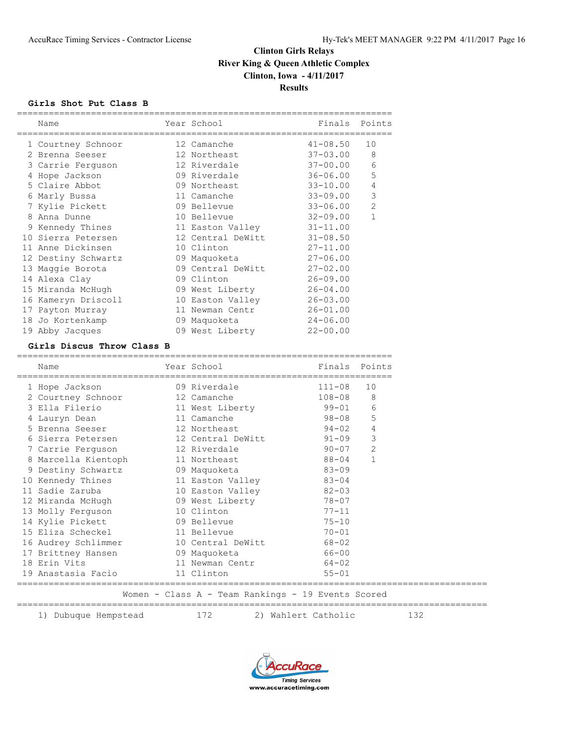# Clinton Girls Relays
## River King & Queen Athletic Complex
## Clinton, Iowa - 4/11/2017
## Results

### Girls Shot Put Class B

| | Name | Year | School | Finals | Points |
|---|---|---|---|---|---|
| 1 | Courtney Schnoor | 12 | Camanche | 41-08.50 | 10 |
| 2 | Brenna Seeser | 12 | Northeast | 37-03.00 | 8 |
| 3 | Carrie Ferguson | 12 | Riverdale | 37-00.00 | 6 |
| 4 | Hope Jackson | 09 | Riverdale | 36-06.00 | 5 |
| 5 | Claire Abbot | 09 | Northeast | 33-10.00 | 4 |
| 6 | Marly Bussa | 11 | Camanche | 33-09.00 | 3 |
| 7 | Kylie Pickett | 09 | Bellevue | 33-06.00 | 2 |
| 8 | Anna Dunne | 10 | Bellevue | 32-09.00 | 1 |
| 9 | Kennedy Thines | 11 | Easton Valley | 31-11.00 | |
| 10 | Sierra Petersen | 12 | Central DeWitt | 31-08.50 | |
| 11 | Anne Dickinsen | 10 | Clinton | 27-11.00 | |
| 12 | Destiny Schwartz | 09 | Maquoketa | 27-06.00 | |
| 13 | Maggie Borota | 09 | Central DeWitt | 27-02.00 | |
| 14 | Alexa Clay | 09 | Clinton | 26-09.00 | |
| 15 | Miranda McHugh | 09 | West Liberty | 26-04.00 | |
| 16 | Kameryn Driscoll | 10 | Easton Valley | 26-03.00 | |
| 17 | Payton Murray | 11 | Newman Centr | 26-01.00 | |
| 18 | Jo Kortenkamp | 09 | Maquoketa | 24-06.00 | |
| 19 | Abby Jacques | 09 | West Liberty | 22-00.00 | |

### Girls Discus Throw Class B

| | Name | Year | School | Finals | Points |
|---|---|---|---|---|---|
| 1 | Hope Jackson | 09 | Riverdale | 111-08 | 10 |
| 2 | Courtney Schnoor | 12 | Camanche | 108-08 | 8 |
| 3 | Ella Filerio | 11 | West Liberty | 99-01 | 6 |
| 4 | Lauryn Dean | 11 | Camanche | 98-08 | 5 |
| 5 | Brenna Seeser | 12 | Northeast | 94-02 | 4 |
| 6 | Sierra Petersen | 12 | Central DeWitt | 91-09 | 3 |
| 7 | Carrie Ferguson | 12 | Riverdale | 90-07 | 2 |
| 8 | Marcella Kientoph | 11 | Northeast | 88-04 | 1 |
| 9 | Destiny Schwartz | 09 | Maquoketa | 83-09 | |
| 10 | Kennedy Thines | 11 | Easton Valley | 83-04 | |
| 11 | Sadie Zaruba | 10 | Easton Valley | 82-03 | |
| 12 | Miranda McHugh | 09 | West Liberty | 78-07 | |
| 13 | Molly Ferguson | 10 | Clinton | 77-11 | |
| 14 | Kylie Pickett | 09 | Bellevue | 75-10 | |
| 15 | Eliza Scheckel | 11 | Bellevue | 70-01 | |
| 16 | Audrey Schlimmer | 10 | Central DeWitt | 68-02 | |
| 17 | Brittney Hansen | 09 | Maquoketa | 66-00 | |
| 18 | Erin Vits | 11 | Newman Centr | 64-02 | |
| 19 | Anastasia Facio | 11 | Clinton | 55-01 | |

### Women - Class A - Team Rankings - 19 Events Scored

| Rank | Team | Points | Rank | Team | Points |
|---|---|---|---|---|---|
| 1) | Dubuque Hempstead | 172 | 2) | Wahlert Catholic | 132 |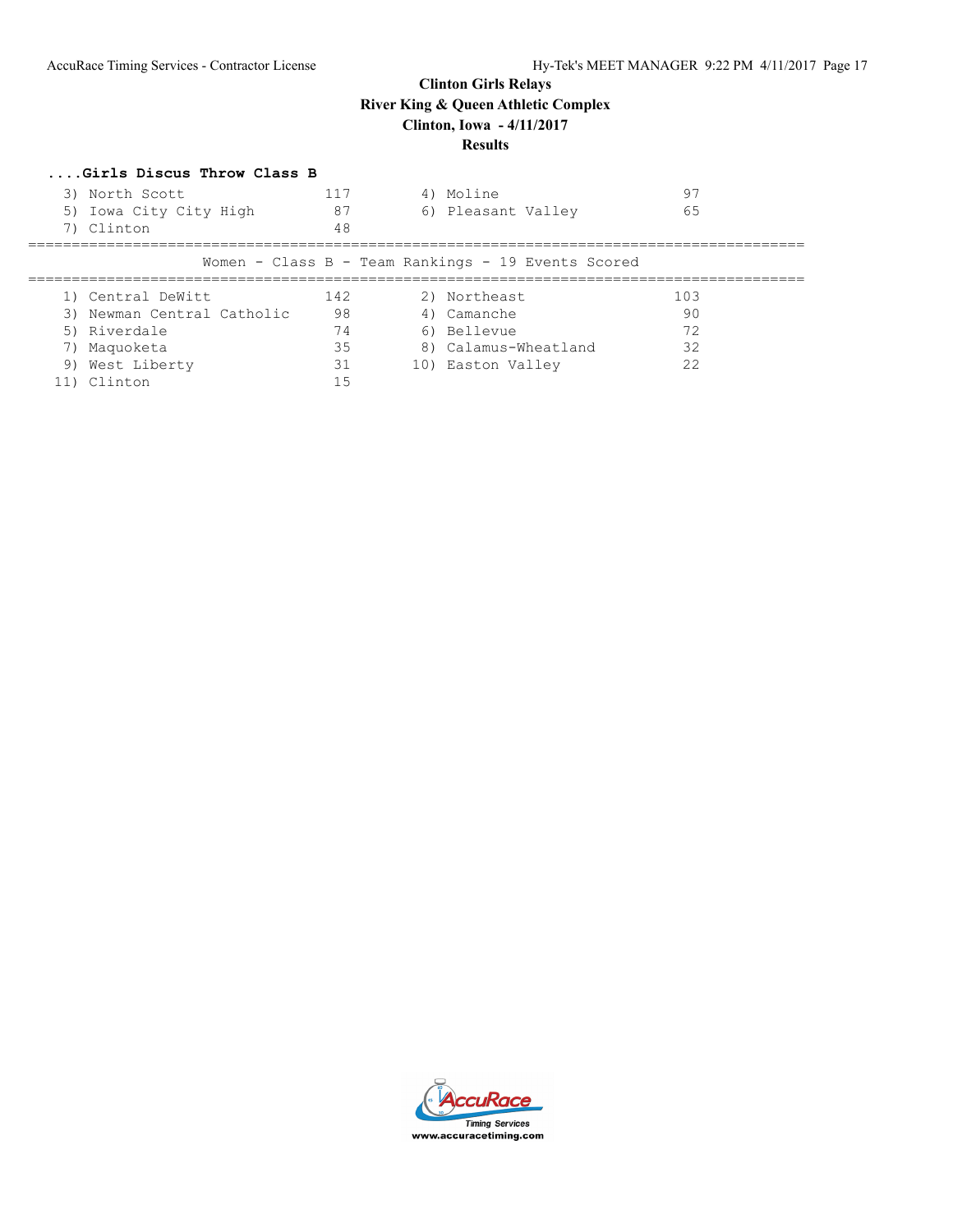# Clinton Girls Relays
## River King & Queen Athletic Complex
## Clinton, Iowa - 4/11/2017
## Results

**....Girls Discus Throw Class B**

| | | | |
|---|---|---|---|
| 3) North Scott | 117 | 4) Moline | 97 |
| 5) Iowa City City High | 87 | 6) Pleasant Valley | 65 |
| 7) Clinton | 48 | | |

**Women - Class B - Team Rankings - 19 Events Scored**

| | | | |
|---|---|---|---|
| 1) Central DeWitt | 142 | 2) Northeast | 103 |
| 3) Newman Central Catholic | 98 | 4) Camanche | 90 |
| 5) Riverdale | 74 | 6) Bellevue | 72 |
| 7) Maquoketa | 35 | 8) Calamus-Wheatland | 32 |
| 9) West Liberty | 31 | 10) Easton Valley | 22 |
| 11) Clinton | 15 | | |